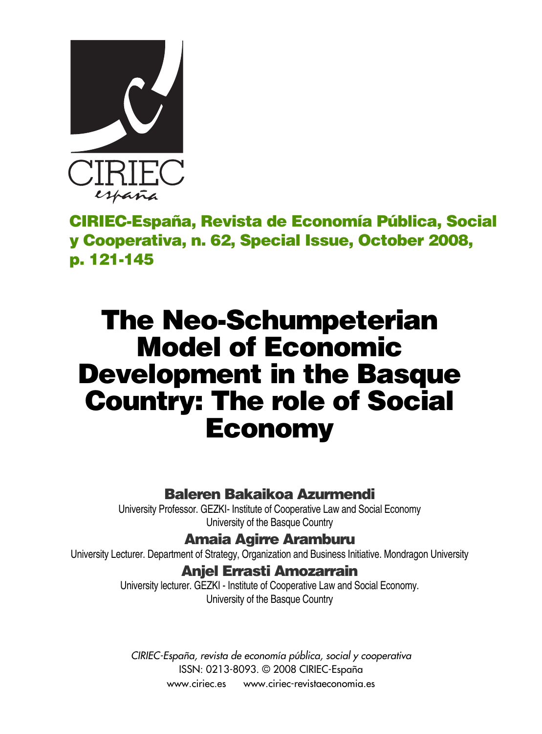CIRIEC-España, Revista de Economía Pública, Social y Cooperativa, n. 62, Special Issue, October 2008, p. 121-145

# The Neo-Schumpeterian Model of Economic Development in the Basque Country: The role of Social Economy

**Baleren Bakaikoa Azurmendi**
University Professor. GEZKI- Institute of Cooperative Law and Social Economy
University of the Basque Country

**Amaia Agirre Aramburu**
University Lecturer. Department of Strategy, Organization and Business Initiative. Mondragon University

**Anjel Errasti Amozarrain**
University lecturer. GEZKI - Institute of Cooperative Law and Social Economy.
University of the Basque Country

*CIRIEC-España, revista de economía pública, social y cooperativa*
ISSN: 0213-8093. © 2008 CIRIEC-España
www.ciriec.es www.ciriec-revistaeconomia.es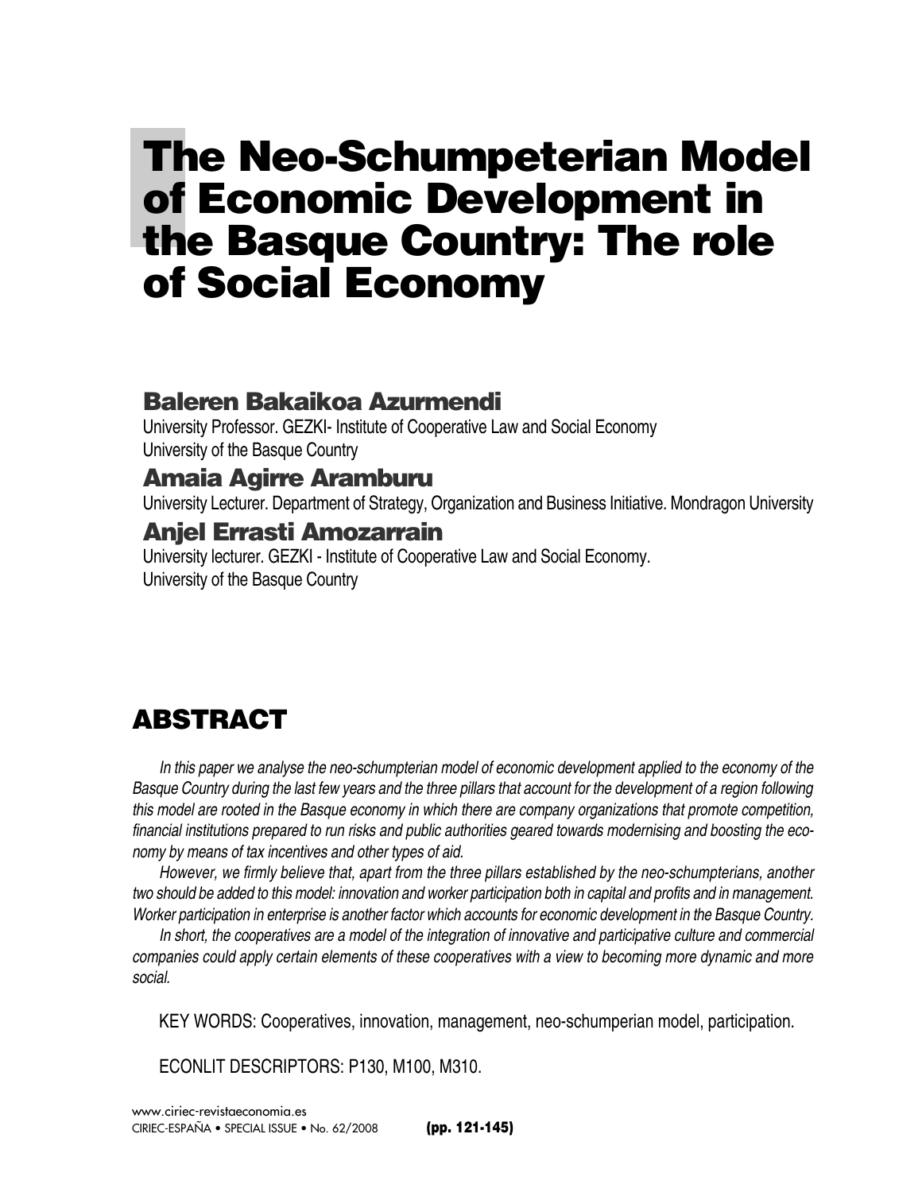# The Neo-Schumpeterian Model of Economic Development in the Basque Country: The role of Social Economy

### Baleren Bakaikoa Azurmendi

University Professor. GEZKI- Institute of Cooperative Law and Social Economy
University of the Basque Country

### Amaia Agirre Aramburu

University Lecturer. Department of Strategy, Organization and Business Initiative. Mondragon University

### Anjel Errasti Amozarrain

University lecturer. GEZKI - Institute of Cooperative Law and Social Economy.
University of the Basque Country

## ABSTRACT

*In this paper we analyse the neo-schumpterian model of economic development applied to the economy of the Basque Country during the last few years and the three pillars that account for the development of a region following this model are rooted in the Basque economy in which there are company organizations that promote competition, financial institutions prepared to run risks and public authorities geared towards modernising and boosting the economy by means of tax incentives and other types of aid.*

*However, we firmly believe that, apart from the three pillars established by the neo-schumpterians, another two should be added to this model: innovation and worker participation both in capital and profits and in management. Worker participation in enterprise is another factor which accounts for economic development in the Basque Country.*

*In short, the cooperatives are a model of the integration of innovative and participative culture and commercial companies could apply certain elements of these cooperatives with a view to becoming more dynamic and more social.*

KEY WORDS: Cooperatives, innovation, management, neo-schumperian model, participation.

ECONLIT DESCRIPTORS: P130, M100, M310.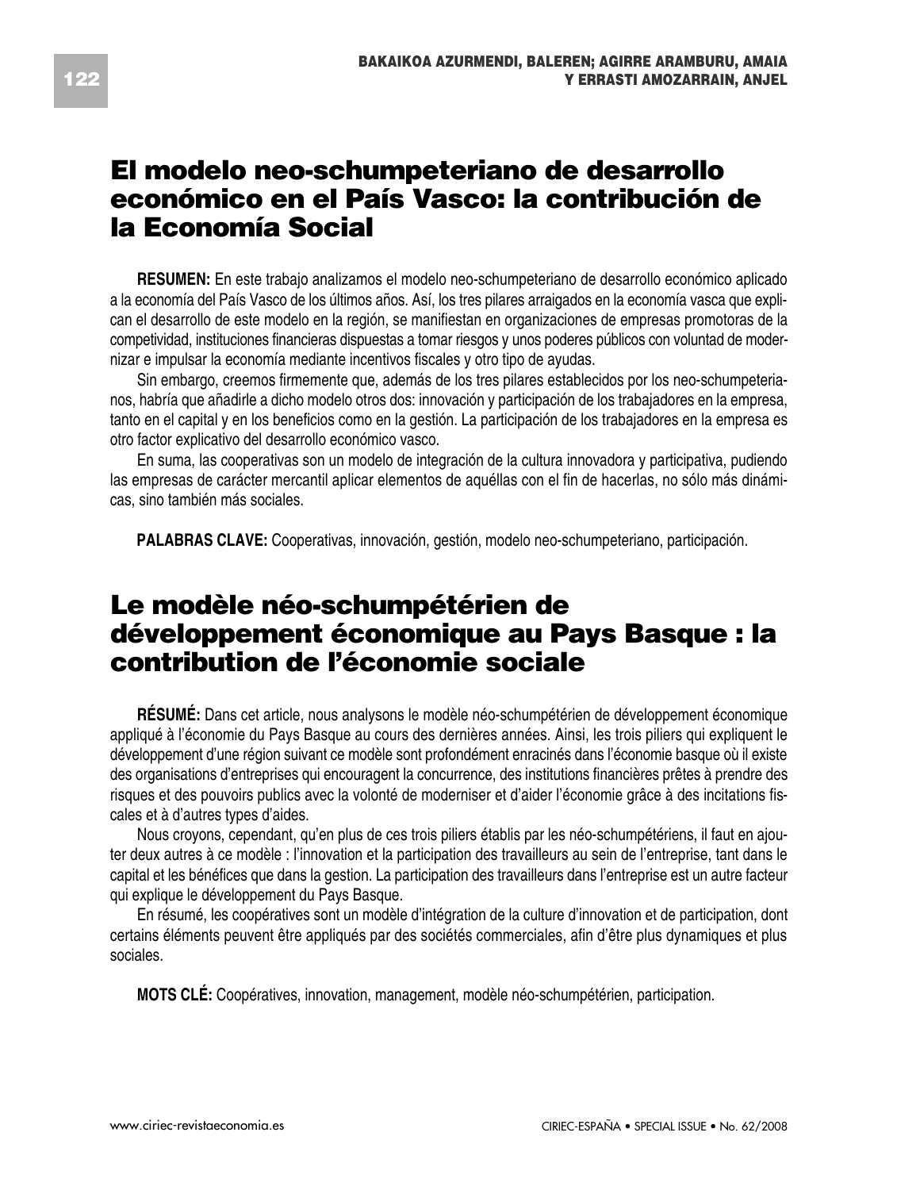## El modelo neo-schumpeteriano de desarrollo económico en el País Vasco: la contribución de la Economía Social

**RESUMEN:** En este trabajo analizamos el modelo neo-schumpeteriano de desarrollo económico aplicado a la economía del País Vasco de los últimos años. Así, los tres pilares arraigados en la economía vasca que explican el desarrollo de este modelo en la región, se manifiestan en organizaciones de empresas promotoras de la competitividad, instituciones financieras dispuestas a tomar riesgos y unos poderes públicos con voluntad de modernizar e impulsar la economía mediante incentivos fiscales y otro tipo de ayudas.

Sin embargo, creemos firmemente que, además de los tres pilares establecidos por los neo-schumpeterianos, habría que añadirle a dicho modelo otros dos: innovación y participación de los trabajadores en la empresa, tanto en el capital y en los beneficios como en la gestión. La participación de los trabajadores en la empresa es otro factor explicativo del desarrollo económico vasco.

En suma, las cooperativas son un modelo de integración de la cultura innovadora y participativa, pudiendo las empresas de carácter mercantil aplicar elementos de aquéllas con el fin de hacerlas, no sólo más dinámicas, sino también más sociales.

**PALABRAS CLAVE:** Cooperativas, innovación, gestión, modelo neo-schumpeteriano, participación.

## Le modèle néo-schumpétérien de développement économique au Pays Basque : la contribution de l'économie sociale

**RÉSUMÉ:** Dans cet article, nous analysons le modèle néo-schumpétérien de développement économique appliqué à l'économie du Pays Basque au cours des dernières années. Ainsi, les trois piliers qui expliquent le développement d'une région suivant ce modèle sont profondément enracinés dans l'économie basque où il existe des organisations d'entreprises qui encouragent la concurrence, des institutions financières prêtes à prendre des risques et des pouvoirs publics avec la volonté de moderniser et d'aider l'économie grâce à des incitations fiscales et à d'autres types d'aides.

Nous croyons, cependant, qu'en plus de ces trois piliers établis par les néo-schumpétériens, il faut en ajouter deux autres à ce modèle : l'innovation et la participation des travailleurs au sein de l'entreprise, tant dans le capital et les bénéfices que dans la gestion. La participation des travailleurs dans l'entreprise est un autre facteur qui explique le développement du Pays Basque.

En résumé, les coopératives sont un modèle d'intégration de la culture d'innovation et de participation, dont certains éléments peuvent être appliqués par des sociétés commerciales, afin d'être plus dynamiques et plus sociales.

**MOTS CLÉ:** Coopératives, innovation, management, modèle néo-schumpétérien, participation.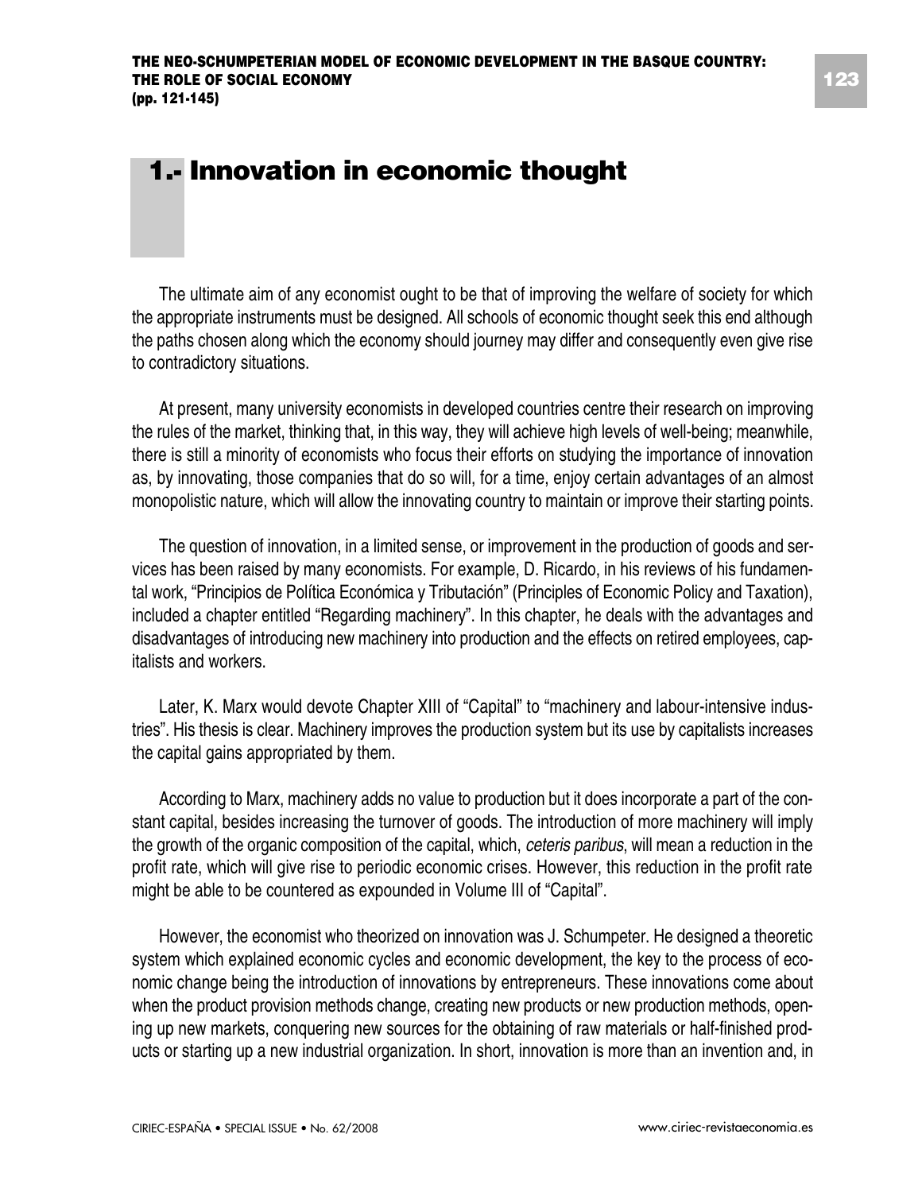# 1.- Innovation in economic thought

The ultimate aim of any economist ought to be that of improving the welfare of society for which the appropriate instruments must be designed. All schools of economic thought seek this end although the paths chosen along which the economy should journey may differ and consequently even give rise to contradictory situations.

At present, many university economists in developed countries centre their research on improving the rules of the market, thinking that, in this way, they will achieve high levels of well-being; meanwhile, there is still a minority of economists who focus their efforts on studying the importance of innovation as, by innovating, those companies that do so will, for a time, enjoy certain advantages of an almost monopolistic nature, which will allow the innovating country to maintain or improve their starting points.

The question of innovation, in a limited sense, or improvement in the production of goods and services has been raised by many economists. For example, D. Ricardo, in his reviews of his fundamental work, "Principios de Política Económica y Tributación" (Principles of Economic Policy and Taxation), included a chapter entitled "Regarding machinery". In this chapter, he deals with the advantages and disadvantages of introducing new machinery into production and the effects on retired employees, capitalists and workers.

Later, K. Marx would devote Chapter XIII of "Capital" to "machinery and labour-intensive industries". His thesis is clear. Machinery improves the production system but its use by capitalists increases the capital gains appropriated by them.

According to Marx, machinery adds no value to production but it does incorporate a part of the constant capital, besides increasing the turnover of goods. The introduction of more machinery will imply the growth of the organic composition of the capital, which, *ceteris paribus*, will mean a reduction in the profit rate, which will give rise to periodic economic crises. However, this reduction in the profit rate might be able to be countered as expounded in Volume III of "Capital".

However, the economist who theorized on innovation was J. Schumpeter. He designed a theoretic system which explained economic cycles and economic development, the key to the process of economic change being the introduction of innovations by entrepreneurs. These innovations come about when the product provision methods change, creating new products or new production methods, opening up new markets, conquering new sources for the obtaining of raw materials or half-finished products or starting up a new industrial organization. In short, innovation is more than an invention and, in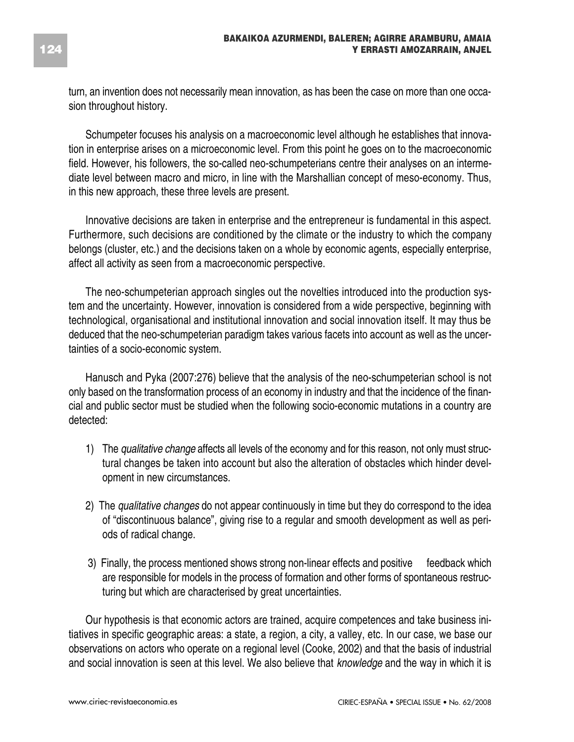turn, an invention does not necessarily mean innovation, as has been the case on more than one occasion throughout history.

Schumpeter focuses his analysis on a macroeconomic level although he establishes that innovation in enterprise arises on a microeconomic level. From this point he goes on to the macroeconomic field. However, his followers, the so-called neo-schumpeterians centre their analyses on an intermediate level between macro and micro, in line with the Marshallian concept of meso-economy. Thus, in this new approach, these three levels are present.

Innovative decisions are taken in enterprise and the entrepreneur is fundamental in this aspect. Furthermore, such decisions are conditioned by the climate or the industry to which the company belongs (cluster, etc.) and the decisions taken on a whole by economic agents, especially enterprise, affect all activity as seen from a macroeconomic perspective.

The neo-schumpeterian approach singles out the novelties introduced into the production system and the uncertainty. However, innovation is considered from a wide perspective, beginning with technological, organisational and institutional innovation and social innovation itself. It may thus be deduced that the neo-schumpeterian paradigm takes various facets into account as well as the uncertainties of a socio-economic system.

Hanusch and Pyka (2007:276) believe that the analysis of the neo-schumpeterian school is not only based on the transformation process of an economy in industry and that the incidence of the financial and public sector must be studied when the following socio-economic mutations in a country are detected:

1) The *qualitative change* affects all levels of the economy and for this reason, not only must structural changes be taken into account but also the alteration of obstacles which hinder development in new circumstances.

2) The *qualitative changes* do not appear continuously in time but they do correspond to the idea of "discontinuous balance", giving rise to a regular and smooth development as well as periods of radical change.

3) Finally, the process mentioned shows strong non-linear effects and positive feedback which are responsible for models in the process of formation and other forms of spontaneous restructuring but which are characterised by great uncertainties.

Our hypothesis is that economic actors are trained, acquire competences and take business initiatives in specific geographic areas: a state, a region, a city, a valley, etc. In our case, we base our observations on actors who operate on a regional level (Cooke, 2002) and that the basis of industrial and social innovation is seen at this level. We also believe that *knowledge* and the way in which it is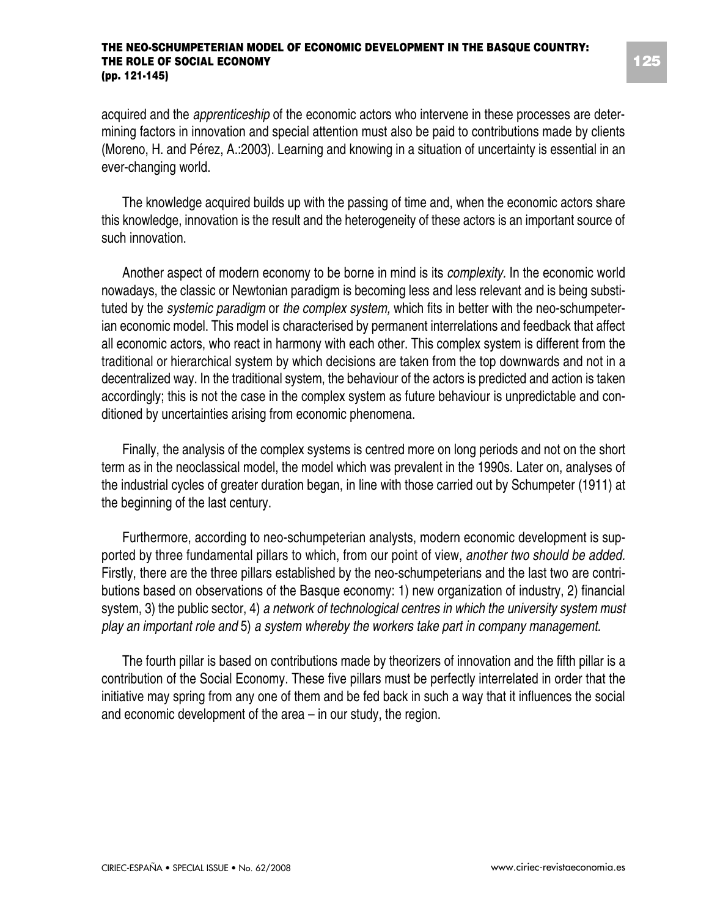acquired and the *apprenticeship* of the economic actors who intervene in these processes are determining factors in innovation and special attention must also be paid to contributions made by clients (Moreno, H. and Pérez, A.:2003). Learning and knowing in a situation of uncertainty is essential in an ever-changing world.

The knowledge acquired builds up with the passing of time and, when the economic actors share this knowledge, innovation is the result and the heterogeneity of these actors is an important source of such innovation.

Another aspect of modern economy to be borne in mind is its *complexity.* In the economic world nowadays, the classic or Newtonian paradigm is becoming less and less relevant and is being substituted by the *systemic paradigm* or *the complex system,* which fits in better with the neo-schumpeterian economic model. This model is characterised by permanent interrelations and feedback that affect all economic actors, who react in harmony with each other. This complex system is different from the traditional or hierarchical system by which decisions are taken from the top downwards and not in a decentralized way. In the traditional system, the behaviour of the actors is predicted and action is taken accordingly; this is not the case in the complex system as future behaviour is unpredictable and conditioned by uncertainties arising from economic phenomena.

Finally, the analysis of the complex systems is centred more on long periods and not on the short term as in the neoclassical model, the model which was prevalent in the 1990s. Later on, analyses of the industrial cycles of greater duration began, in line with those carried out by Schumpeter (1911) at the beginning of the last century.

Furthermore, according to neo-schumpeterian analysts, modern economic development is supported by three fundamental pillars to which, from our point of view, *another two should be added.* Firstly, there are the three pillars established by the neo-schumpeterians and the last two are contributions based on observations of the Basque economy: 1) new organization of industry, 2) financial system, 3) the public sector, 4) *a network of technological centres in which the university system must play an important role and* 5) *a system whereby the workers take part in company management.*

The fourth pillar is based on contributions made by theorizers of innovation and the fifth pillar is a contribution of the Social Economy. These five pillars must be perfectly interrelated in order that the initiative may spring from any one of them and be fed back in such a way that it influences the social and economic development of the area – in our study, the region.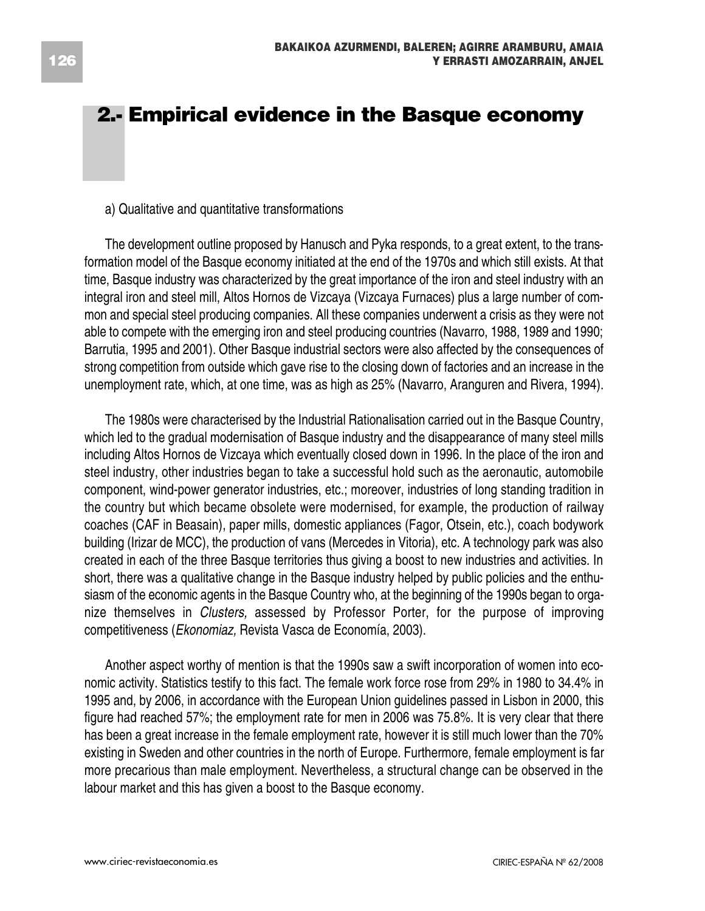## 2.- Empirical evidence in the Basque economy

a) Qualitative and quantitative transformations

The development outline proposed by Hanusch and Pyka responds, to a great extent, to the transformation model of the Basque economy initiated at the end of the 1970s and which still exists. At that time, Basque industry was characterized by the great importance of the iron and steel industry with an integral iron and steel mill, Altos Hornos de Vizcaya (Vizcaya Furnaces) plus a large number of common and special steel producing companies. All these companies underwent a crisis as they were not able to compete with the emerging iron and steel producing countries (Navarro, 1988, 1989 and 1990; Barrutia, 1995 and 2001). Other Basque industrial sectors were also affected by the consequences of strong competition from outside which gave rise to the closing down of factories and an increase in the unemployment rate, which, at one time, was as high as 25% (Navarro, Aranguren and Rivera, 1994).

The 1980s were characterised by the Industrial Rationalisation carried out in the Basque Country, which led to the gradual modernisation of Basque industry and the disappearance of many steel mills including Altos Hornos de Vizcaya which eventually closed down in 1996. In the place of the iron and steel industry, other industries began to take a successful hold such as the aeronautic, automobile component, wind-power generator industries, etc.; moreover, industries of long standing tradition in the country but which became obsolete were modernised, for example, the production of railway coaches (CAF in Beasain), paper mills, domestic appliances (Fagor, Otsein, etc.), coach bodywork building (Irizar de MCC), the production of vans (Mercedes in Vitoria), etc. A technology park was also created in each of the three Basque territories thus giving a boost to new industries and activities. In short, there was a qualitative change in the Basque industry helped by public policies and the enthusiasm of the economic agents in the Basque Country who, at the beginning of the 1990s began to organize themselves in *Clusters,* assessed by Professor Porter, for the purpose of improving competitiveness (*Ekonomiaz,* Revista Vasca de Economía, 2003).

Another aspect worthy of mention is that the 1990s saw a swift incorporation of women into economic activity. Statistics testify to this fact. The female work force rose from 29% in 1980 to 34.4% in 1995 and, by 2006, in accordance with the European Union guidelines passed in Lisbon in 2000, this figure had reached 57%; the employment rate for men in 2006 was 75.8%. It is very clear that there has been a great increase in the female employment rate, however it is still much lower than the 70% existing in Sweden and other countries in the north of Europe. Furthermore, female employment is far more precarious than male employment. Nevertheless, a structural change can be observed in the labour market and this has given a boost to the Basque economy.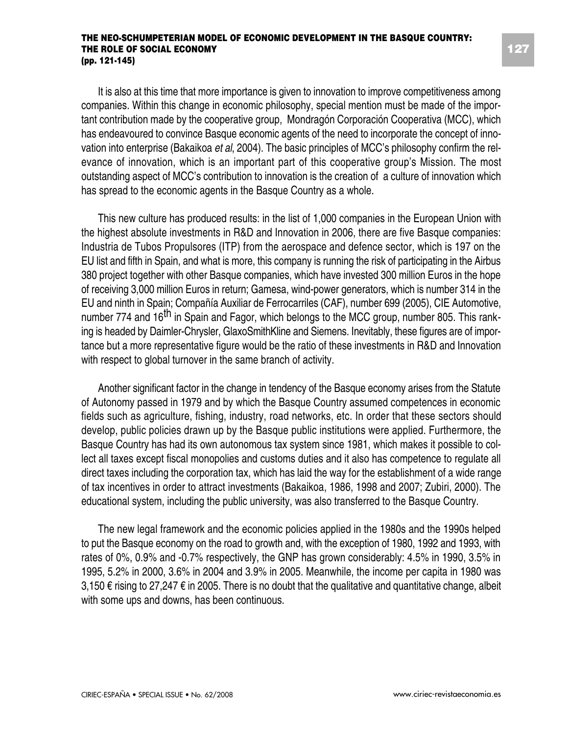It is also at this time that more importance is given to innovation to improve competitiveness among companies. Within this change in economic philosophy, special mention must be made of the important contribution made by the cooperative group, Mondragón Corporación Cooperativa (MCC), which has endeavoured to convince Basque economic agents of the need to incorporate the concept of innovation into enterprise (Bakaikoa *et al*, 2004). The basic principles of MCC's philosophy confirm the relevance of innovation, which is an important part of this cooperative group's Mission. The most outstanding aspect of MCC's contribution to innovation is the creation of a culture of innovation which has spread to the economic agents in the Basque Country as a whole.

This new culture has produced results: in the list of 1,000 companies in the European Union with the highest absolute investments in R&D and Innovation in 2006, there are five Basque companies: Industria de Tubos Propulsores (ITP) from the aerospace and defence sector, which is 197 on the EU list and fifth in Spain, and what is more, this company is running the risk of participating in the Airbus 380 project together with other Basque companies, which have invested 300 million Euros in the hope of receiving 3,000 million Euros in return; Gamesa, wind-power generators, which is number 314 in the EU and ninth in Spain; Compañía Auxiliar de Ferrocarriles (CAF), number 699 (2005), CIE Automotive, number 774 and 16th in Spain and Fagor, which belongs to the MCC group, number 805. This ranking is headed by Daimler-Chrysler, GlaxoSmithKline and Siemens. Inevitably, these figures are of importance but a more representative figure would be the ratio of these investments in R&D and Innovation with respect to global turnover in the same branch of activity.

Another significant factor in the change in tendency of the Basque economy arises from the Statute of Autonomy passed in 1979 and by which the Basque Country assumed competences in economic fields such as agriculture, fishing, industry, road networks, etc. In order that these sectors should develop, public policies drawn up by the Basque public institutions were applied. Furthermore, the Basque Country has had its own autonomous tax system since 1981, which makes it possible to collect all taxes except fiscal monopolies and customs duties and it also has competence to regulate all direct taxes including the corporation tax, which has laid the way for the establishment of a wide range of tax incentives in order to attract investments (Bakaikoa, 1986, 1998 and 2007; Zubiri, 2000). The educational system, including the public university, was also transferred to the Basque Country.

The new legal framework and the economic policies applied in the 1980s and the 1990s helped to put the Basque economy on the road to growth and, with the exception of 1980, 1992 and 1993, with rates of 0%, 0.9% and -0.7% respectively, the GNP has grown considerably: 4.5% in 1990, 3.5% in 1995, 5.2% in 2000, 3.6% in 2004 and 3.9% in 2005. Meanwhile, the income per capita in 1980 was 3,150 € rising to 27,247 € in 2005. There is no doubt that the qualitative and quantitative change, albeit with some ups and downs, has been continuous.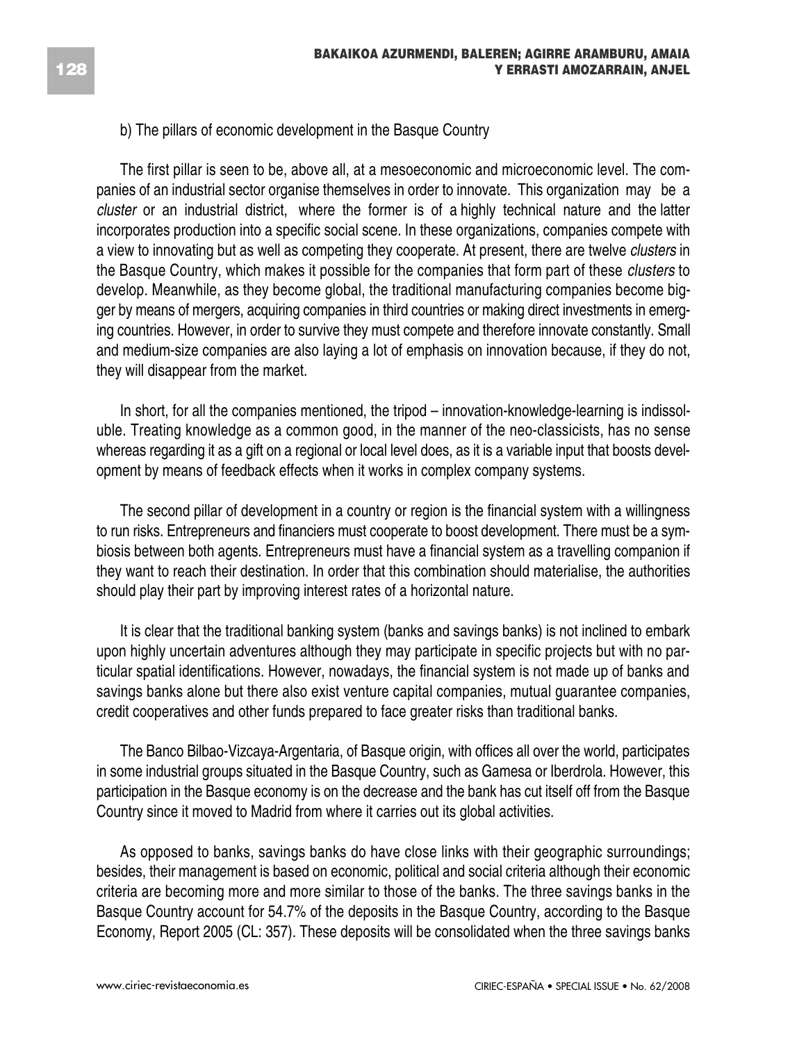b) The pillars of economic development in the Basque Country

The first pillar is seen to be, above all, at a mesoeconomic and microeconomic level. The companies of an industrial sector organise themselves in order to innovate. This organization may be a *cluster* or an industrial district, where the former is of a highly technical nature and the latter incorporates production into a specific social scene. In these organizations, companies compete with a view to innovating but as well as competing they cooperate. At present, there are twelve *clusters* in the Basque Country, which makes it possible for the companies that form part of these *clusters* to develop. Meanwhile, as they become global, the traditional manufacturing companies become bigger by means of mergers, acquiring companies in third countries or making direct investments in emerging countries. However, in order to survive they must compete and therefore innovate constantly. Small and medium-size companies are also laying a lot of emphasis on innovation because, if they do not, they will disappear from the market.

In short, for all the companies mentioned, the tripod – innovation-knowledge-learning is indissoluble. Treating knowledge as a common good, in the manner of the neo-classicists, has no sense whereas regarding it as a gift on a regional or local level does, as it is a variable input that boosts development by means of feedback effects when it works in complex company systems.

The second pillar of development in a country or region is the financial system with a willingness to run risks. Entrepreneurs and financiers must cooperate to boost development. There must be a symbiosis between both agents. Entrepreneurs must have a financial system as a travelling companion if they want to reach their destination. In order that this combination should materialise, the authorities should play their part by improving interest rates of a horizontal nature.

It is clear that the traditional banking system (banks and savings banks) is not inclined to embark upon highly uncertain adventures although they may participate in specific projects but with no particular spatial identifications. However, nowadays, the financial system is not made up of banks and savings banks alone but there also exist venture capital companies, mutual guarantee companies, credit cooperatives and other funds prepared to face greater risks than traditional banks.

The Banco Bilbao-Vizcaya-Argentaria, of Basque origin, with offices all over the world, participates in some industrial groups situated in the Basque Country, such as Gamesa or Iberdrola. However, this participation in the Basque economy is on the decrease and the bank has cut itself off from the Basque Country since it moved to Madrid from where it carries out its global activities.

As opposed to banks, savings banks do have close links with their geographic surroundings; besides, their management is based on economic, political and social criteria although their economic criteria are becoming more and more similar to those of the banks. The three savings banks in the Basque Country account for 54.7% of the deposits in the Basque Country, according to the Basque Economy, Report 2005 (CL: 357). These deposits will be consolidated when the three savings banks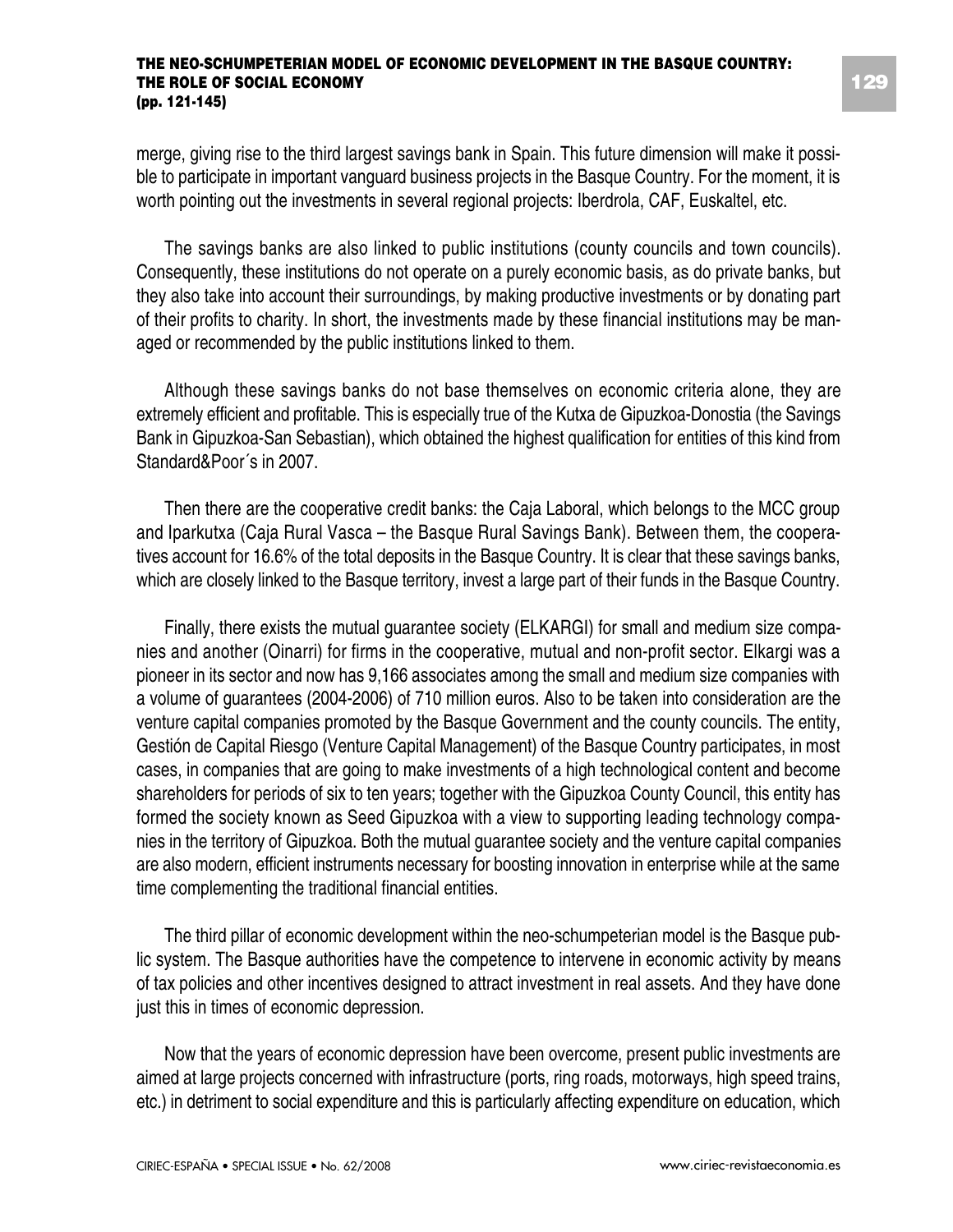merge, giving rise to the third largest savings bank in Spain. This future dimension will make it possible to participate in important vanguard business projects in the Basque Country. For the moment, it is worth pointing out the investments in several regional projects: Iberdrola, CAF, Euskaltel, etc.

The savings banks are also linked to public institutions (county councils and town councils). Consequently, these institutions do not operate on a purely economic basis, as do private banks, but they also take into account their surroundings, by making productive investments or by donating part of their profits to charity. In short, the investments made by these financial institutions may be managed or recommended by the public institutions linked to them.

Although these savings banks do not base themselves on economic criteria alone, they are extremely efficient and profitable. This is especially true of the Kutxa de Gipuzkoa-Donostia (the Savings Bank in Gipuzkoa-San Sebastian), which obtained the highest qualification for entities of this kind from Standard&Poor´s in 2007.

Then there are the cooperative credit banks: the Caja Laboral, which belongs to the MCC group and Iparkutxa (Caja Rural Vasca – the Basque Rural Savings Bank). Between them, the cooperatives account for 16.6% of the total deposits in the Basque Country. It is clear that these savings banks, which are closely linked to the Basque territory, invest a large part of their funds in the Basque Country.

Finally, there exists the mutual guarantee society (ELKARGI) for small and medium size companies and another (Oinarri) for firms in the cooperative, mutual and non-profit sector. Elkargi was a pioneer in its sector and now has 9,166 associates among the small and medium size companies with a volume of guarantees (2004-2006) of 710 million euros. Also to be taken into consideration are the venture capital companies promoted by the Basque Government and the county councils. The entity, Gestión de Capital Riesgo (Venture Capital Management) of the Basque Country participates, in most cases, in companies that are going to make investments of a high technological content and become shareholders for periods of six to ten years; together with the Gipuzkoa County Council, this entity has formed the society known as Seed Gipuzkoa with a view to supporting leading technology companies in the territory of Gipuzkoa. Both the mutual guarantee society and the venture capital companies are also modern, efficient instruments necessary for boosting innovation in enterprise while at the same time complementing the traditional financial entities.

The third pillar of economic development within the neo-schumpeterian model is the Basque public system. The Basque authorities have the competence to intervene in economic activity by means of tax policies and other incentives designed to attract investment in real assets. And they have done just this in times of economic depression.

Now that the years of economic depression have been overcome, present public investments are aimed at large projects concerned with infrastructure (ports, ring roads, motorways, high speed trains, etc.) in detriment to social expenditure and this is particularly affecting expenditure on education, which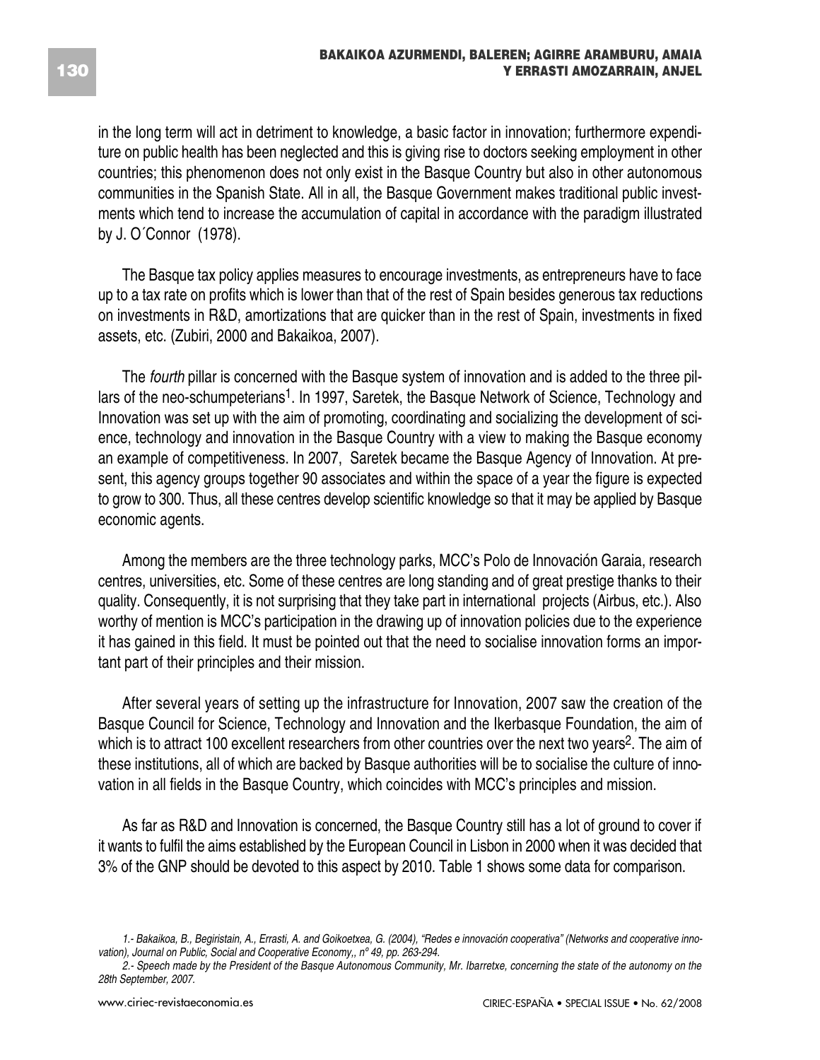in the long term will act in detriment to knowledge, a basic factor in innovation; furthermore expenditure on public health has been neglected and this is giving rise to doctors seeking employment in other countries; this phenomenon does not only exist in the Basque Country but also in other autonomous communities in the Spanish State. All in all, the Basque Government makes traditional public investments which tend to increase the accumulation of capital in accordance with the paradigm illustrated by J. O´Connor (1978).

The Basque tax policy applies measures to encourage investments, as entrepreneurs have to face up to a tax rate on profits which is lower than that of the rest of Spain besides generous tax reductions on investments in R&D, amortizations that are quicker than in the rest of Spain, investments in fixed assets, etc. (Zubiri, 2000 and Bakaikoa, 2007).

The *fourth* pillar is concerned with the Basque system of innovation and is added to the three pillars of the neo-schumpeterians[1]. In 1997, Saretek, the Basque Network of Science, Technology and Innovation was set up with the aim of promoting, coordinating and socializing the development of science, technology and innovation in the Basque Country with a view to making the Basque economy an example of competitiveness. In 2007, Saretek became the Basque Agency of Innovation. At present, this agency groups together 90 associates and within the space of a year the figure is expected to grow to 300. Thus, all these centres develop scientific knowledge so that it may be applied by Basque economic agents.

Among the members are the three technology parks, MCC's Polo de Innovación Garaia, research centres, universities, etc. Some of these centres are long standing and of great prestige thanks to their quality. Consequently, it is not surprising that they take part in international projects (Airbus, etc.). Also worthy of mention is MCC's participation in the drawing up of innovation policies due to the experience it has gained in this field. It must be pointed out that the need to socialise innovation forms an important part of their principles and their mission.

After several years of setting up the infrastructure for Innovation, 2007 saw the creation of the Basque Council for Science, Technology and Innovation and the Ikerbasque Foundation, the aim of which is to attract 100 excellent researchers from other countries over the next two years[2]. The aim of these institutions, all of which are backed by Basque authorities will be to socialise the culture of innovation in all fields in the Basque Country, which coincides with MCC's principles and mission.

As far as R&D and Innovation is concerned, the Basque Country still has a lot of ground to cover if it wants to fulfil the aims established by the European Council in Lisbon in 2000 when it was decided that 3% of the GNP should be devoted to this aspect by 2010. Table 1 shows some data for comparison.

*1.- Bakaikoa, B., Begiristain, A., Errasti, A. and Goikoetxea, G. (2004), "Redes e innovación cooperativa" (Networks and cooperative innovation), Journal on Public, Social and Cooperative Economy,, nº 49, pp. 263-294.*

*2.- Speech made by the President of the Basque Autonomous Community, Mr. Ibarretxe, concerning the state of the autonomy on the 28th September, 2007.*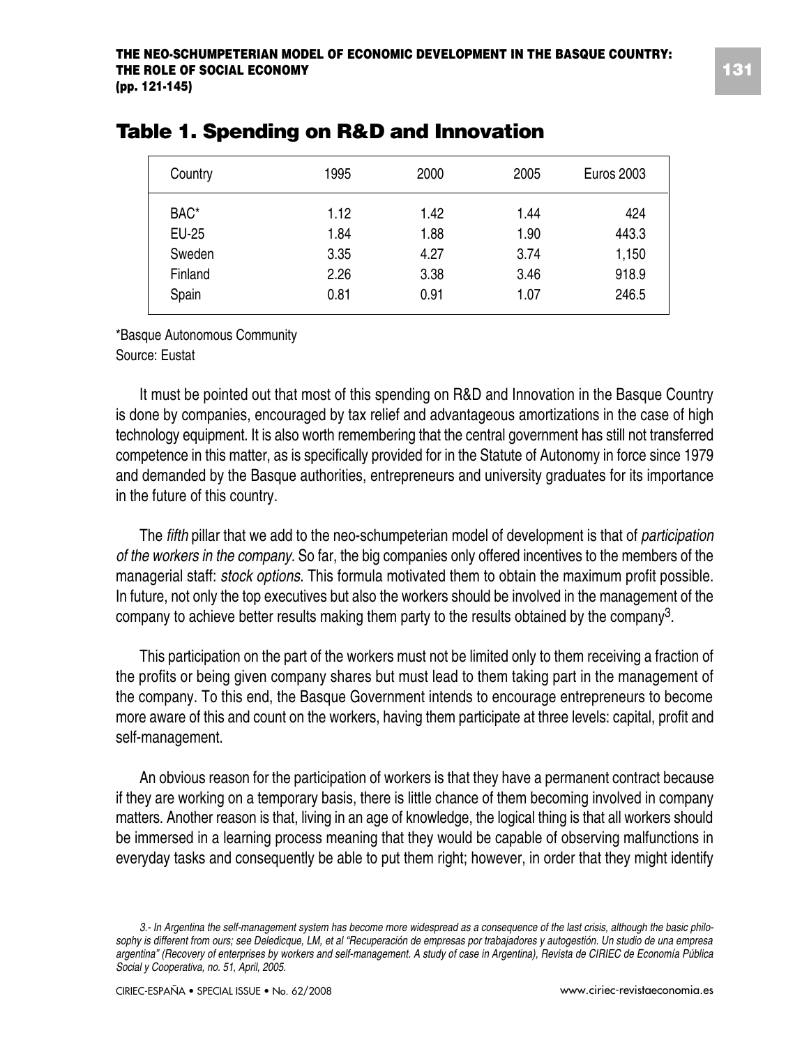## Table 1. Spending on R&D and Innovation

| Country | 1995 | 2000 | 2005 | Euros 2003 |
|---|---|---|---|---|
| BAC* | 1.12 | 1.42 | 1.44 | 424 |
| EU-25 | 1.84 | 1.88 | 1.90 | 443.3 |
| Sweden | 3.35 | 4.27 | 3.74 | 1,150 |
| Finland | 2.26 | 3.38 | 3.46 | 918.9 |
| Spain | 0.81 | 0.91 | 1.07 | 246.5 |

*Basque Autonomous Community
Source: Eustat

It must be pointed out that most of this spending on R&D and Innovation in the Basque Country is done by companies, encouraged by tax relief and advantageous amortizations in the case of high technology equipment. It is also worth remembering that the central government has still not transferred competence in this matter, as is specifically provided for in the Statute of Autonomy in force since 1979 and demanded by the Basque authorities, entrepreneurs and university graduates for its importance in the future of this country.

The *fifth* pillar that we add to the neo-schumpeterian model of development is that of *participation of the workers in the company*. So far, the big companies only offered incentives to the members of the managerial staff: *stock options*. This formula motivated them to obtain the maximum profit possible. In future, not only the top executives but also the workers should be involved in the management of the company to achieve better results making them party to the results obtained by the company[3].

This participation on the part of the workers must not be limited only to them receiving a fraction of the profits or being given company shares but must lead to them taking part in the management of the company. To this end, the Basque Government intends to encourage entrepreneurs to become more aware of this and count on the workers, having them participate at three levels: capital, profit and self-management.

An obvious reason for the participation of workers is that they have a permanent contract because if they are working on a temporary basis, there is little chance of them becoming involved in company matters. Another reason is that, living in an age of knowledge, the logical thing is that all workers should be immersed in a learning process meaning that they would be capable of observing malfunctions in everyday tasks and consequently be able to put them right; however, in order that they might identify

*3.- In Argentina the self-management system has become more widespread as a consequence of the last crisis, although the basic philosophy is different from ours; see Deledicque, LM, et al "Recuperación de empresas por trabajadores y autogestión. Un studio de una empresa argentina" (Recovery of enterprises by workers and self-management. A study of case in Argentina), Revista de CIRIEC de Economía Pública Social y Cooperativa, no. 51, April, 2005.*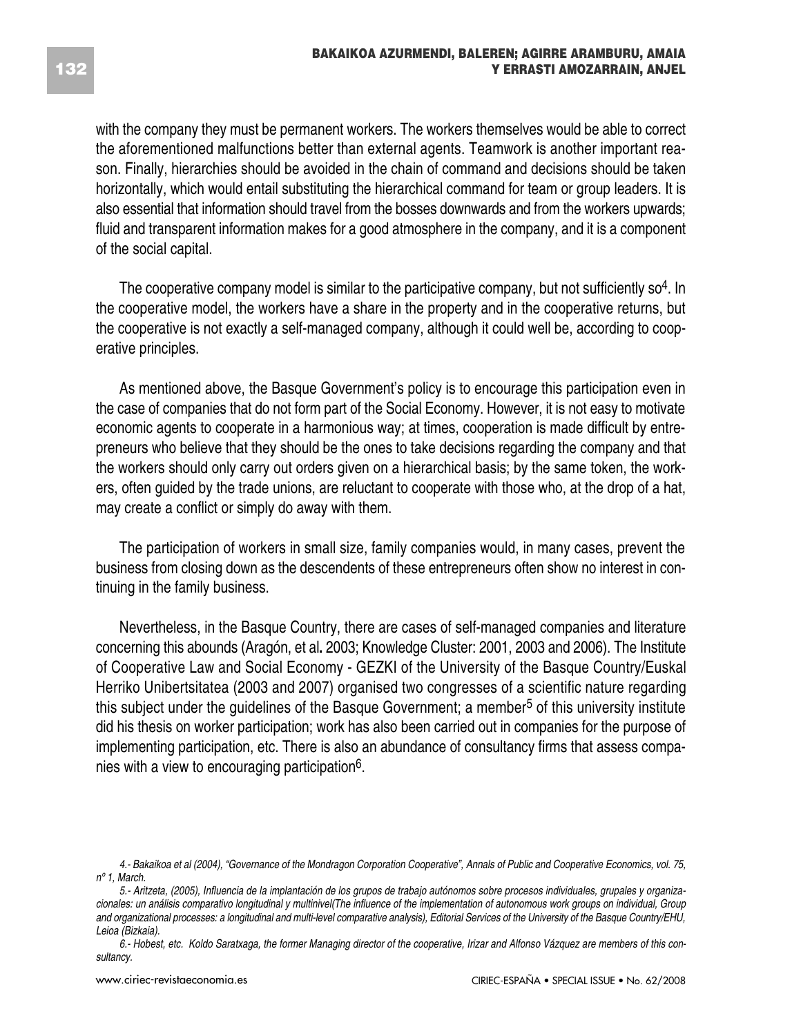with the company they must be permanent workers. The workers themselves would be able to correct the aforementioned malfunctions better than external agents. Teamwork is another important reason. Finally, hierarchies should be avoided in the chain of command and decisions should be taken horizontally, which would entail substituting the hierarchical command for team or group leaders. It is also essential that information should travel from the bosses downwards and from the workers upwards; fluid and transparent information makes for a good atmosphere in the company, and it is a component of the social capital.

The cooperative company model is similar to the participative company, but not sufficiently so[4]. In the cooperative model, the workers have a share in the property and in the cooperative returns, but the cooperative is not exactly a self-managed company, although it could well be, according to cooperative principles.

As mentioned above, the Basque Government's policy is to encourage this participation even in the case of companies that do not form part of the Social Economy. However, it is not easy to motivate economic agents to cooperate in a harmonious way; at times, cooperation is made difficult by entrepreneurs who believe that they should be the ones to take decisions regarding the company and that the workers should only carry out orders given on a hierarchical basis; by the same token, the workers, often guided by the trade unions, are reluctant to cooperate with those who, at the drop of a hat, may create a conflict or simply do away with them.

The participation of workers in small size, family companies would, in many cases, prevent the business from closing down as the descendents of these entrepreneurs often show no interest in continuing in the family business.

Nevertheless, in the Basque Country, there are cases of self-managed companies and literature concerning this abounds (Aragón, et al**.** 2003; Knowledge Cluster: 2001, 2003 and 2006). The Institute of Cooperative Law and Social Economy - GEZKI of the University of the Basque Country/Euskal Herriko Unibertsitatea (2003 and 2007) organised two congresses of a scientific nature regarding this subject under the guidelines of the Basque Government; a member[5] of this university institute did his thesis on worker participation; work has also been carried out in companies for the purpose of implementing participation, etc. There is also an abundance of consultancy firms that assess companies with a view to encouraging participation[6].

*4.- Bakaikoa et al (2004), "Governance of the Mondragon Corporation Cooperative", Annals of Public and Cooperative Economics, vol. 75, nº 1, March.*

*5.- Aritzeta, (2005), Influencia de la implantación de los grupos de trabajo autónomos sobre procesos individuales, grupales y organizacionales: un análisis comparativo longitudinal y multinivel(The influence of the implementation of autonomous work groups on individual, Group and organizational processes: a longitudinal and multi-level comparative analysis), Editorial Services of the University of the Basque Country/EHU, Leioa (Bizkaia).*

*6.- Hobest, etc. Koldo Saratxaga, the former Managing director of the cooperative, Irizar and Alfonso Vázquez are members of this consultancy.*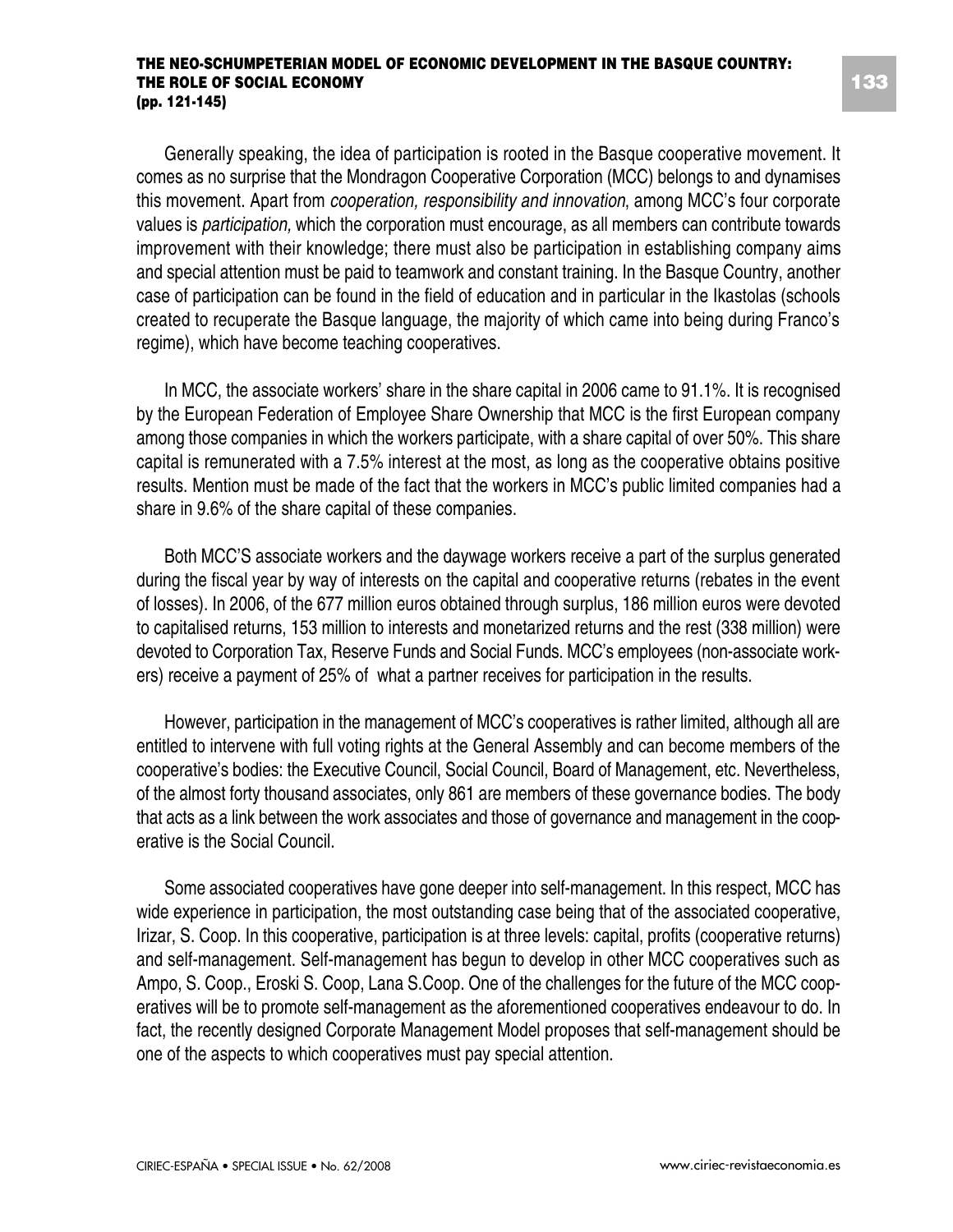Generally speaking, the idea of participation is rooted in the Basque cooperative movement. It comes as no surprise that the Mondragon Cooperative Corporation (MCC) belongs to and dynamises this movement. Apart from *cooperation, responsibility and innovation*, among MCC's four corporate values is *participation,* which the corporation must encourage, as all members can contribute towards improvement with their knowledge; there must also be participation in establishing company aims and special attention must be paid to teamwork and constant training. In the Basque Country, another case of participation can be found in the field of education and in particular in the Ikastolas (schools created to recuperate the Basque language, the majority of which came into being during Franco's regime), which have become teaching cooperatives.

In MCC, the associate workers' share in the share capital in 2006 came to 91.1%. It is recognised by the European Federation of Employee Share Ownership that MCC is the first European company among those companies in which the workers participate, with a share capital of over 50%. This share capital is remunerated with a 7.5% interest at the most, as long as the cooperative obtains positive results. Mention must be made of the fact that the workers in MCC's public limited companies had a share in 9.6% of the share capital of these companies.

Both MCC'S associate workers and the daywage workers receive a part of the surplus generated during the fiscal year by way of interests on the capital and cooperative returns (rebates in the event of losses). In 2006, of the 677 million euros obtained through surplus, 186 million euros were devoted to capitalised returns, 153 million to interests and monetarized returns and the rest (338 million) were devoted to Corporation Tax, Reserve Funds and Social Funds. MCC's employees (non-associate workers) receive a payment of 25% of what a partner receives for participation in the results.

However, participation in the management of MCC's cooperatives is rather limited, although all are entitled to intervene with full voting rights at the General Assembly and can become members of the cooperative's bodies: the Executive Council, Social Council, Board of Management, etc. Nevertheless, of the almost forty thousand associates, only 861 are members of these governance bodies. The body that acts as a link between the work associates and those of governance and management in the cooperative is the Social Council.

Some associated cooperatives have gone deeper into self-management. In this respect, MCC has wide experience in participation, the most outstanding case being that of the associated cooperative, Irizar, S. Coop. In this cooperative, participation is at three levels: capital, profits (cooperative returns) and self-management. Self-management has begun to develop in other MCC cooperatives such as Ampo, S. Coop., Eroski S. Coop, Lana S.Coop. One of the challenges for the future of the MCC cooperatives will be to promote self-management as the aforementioned cooperatives endeavour to do. In fact, the recently designed Corporate Management Model proposes that self-management should be one of the aspects to which cooperatives must pay special attention.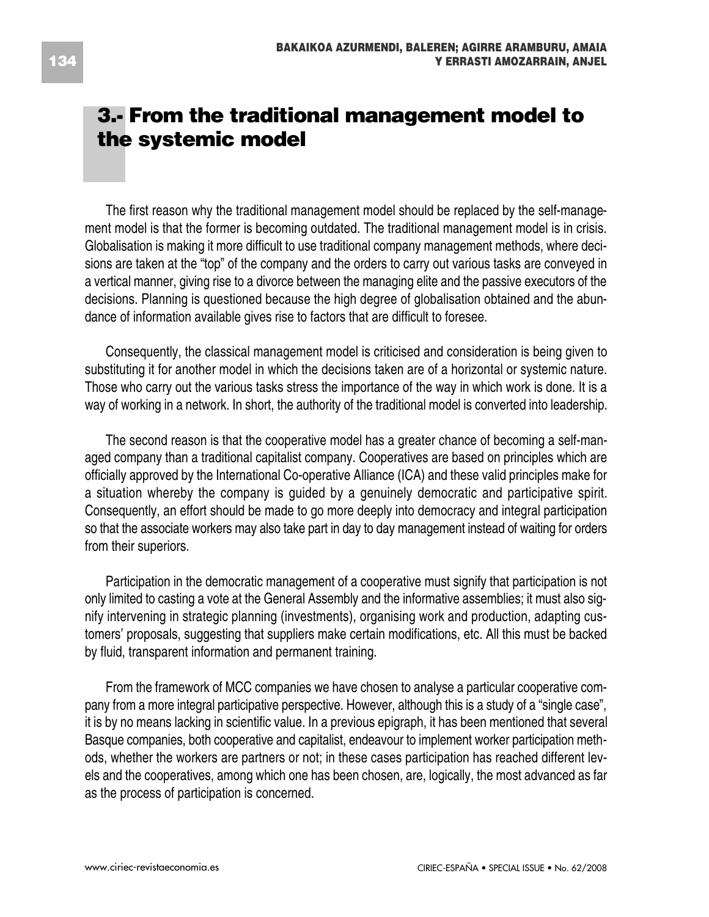## 3.- From the traditional management model to the systemic model

The first reason why the traditional management model should be replaced by the self-management model is that the former is becoming outdated. The traditional management model is in crisis. Globalisation is making it more difficult to use traditional company management methods, where decisions are taken at the "top" of the company and the orders to carry out various tasks are conveyed in a vertical manner, giving rise to a divorce between the managing elite and the passive executors of the decisions. Planning is questioned because the high degree of globalisation obtained and the abundance of information available gives rise to factors that are difficult to foresee.

Consequently, the classical management model is criticised and consideration is being given to substituting it for another model in which the decisions taken are of a horizontal or systemic nature. Those who carry out the various tasks stress the importance of the way in which work is done. It is a way of working in a network. In short, the authority of the traditional model is converted into leadership.

The second reason is that the cooperative model has a greater chance of becoming a self-managed company than a traditional capitalist company. Cooperatives are based on principles which are officially approved by the International Co-operative Alliance (ICA) and these valid principles make for a situation whereby the company is guided by a genuinely democratic and participative spirit. Consequently, an effort should be made to go more deeply into democracy and integral participation so that the associate workers may also take part in day to day management instead of waiting for orders from their superiors.

Participation in the democratic management of a cooperative must signify that participation is not only limited to casting a vote at the General Assembly and the informative assemblies; it must also signify intervening in strategic planning (investments), organising work and production, adapting customers' proposals, suggesting that suppliers make certain modifications, etc. All this must be backed by fluid, transparent information and permanent training.

From the framework of MCC companies we have chosen to analyse a particular cooperative company from a more integral participative perspective. However, although this is a study of a "single case", it is by no means lacking in scientific value. In a previous epigraph, it has been mentioned that several Basque companies, both cooperative and capitalist, endeavour to implement worker participation methods, whether the workers are partners or not; in these cases participation has reached different levels and the cooperatives, among which one has been chosen, are, logically, the most advanced as far as the process of participation is concerned.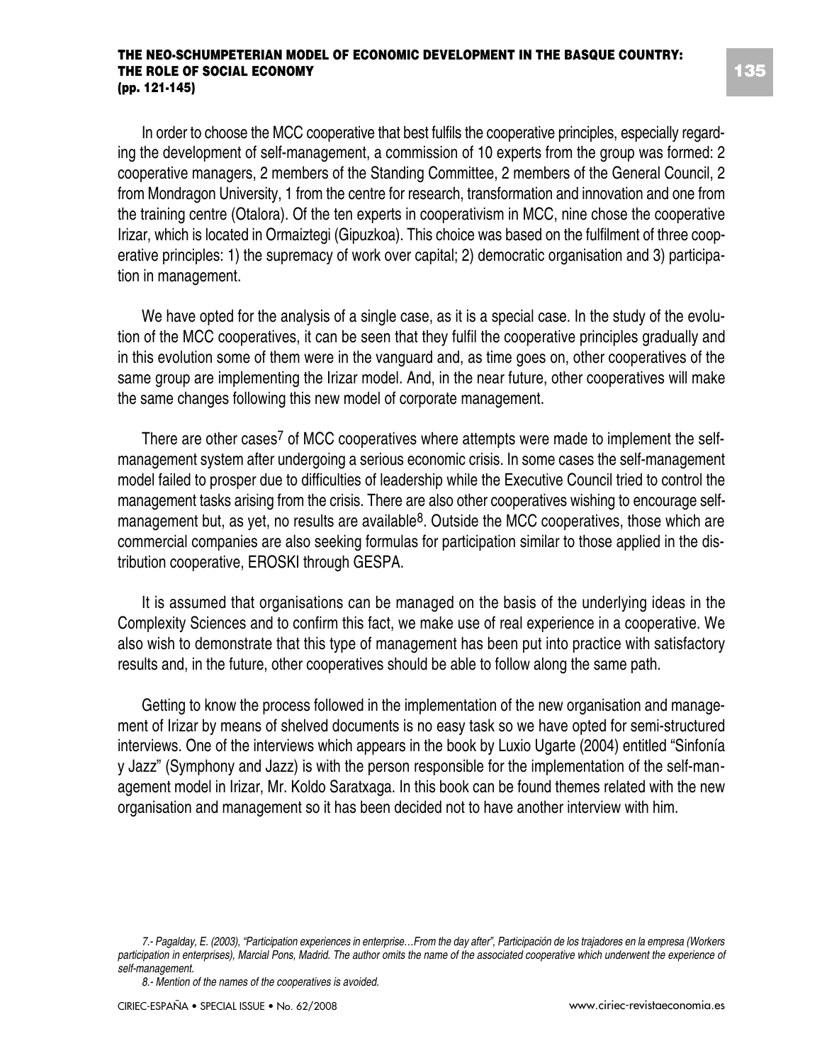In order to choose the MCC cooperative that best fulfils the cooperative principles, especially regarding the development of self-management, a commission of 10 experts from the group was formed: 2 cooperative managers, 2 members of the Standing Committee, 2 members of the General Council, 2 from Mondragon University, 1 from the centre for research, transformation and innovation and one from the training centre (Otalora). Of the ten experts in cooperativism in MCC, nine chose the cooperative Irizar, which is located in Ormaiztegi (Gipuzkoa). This choice was based on the fulfilment of three cooperative principles: 1) the supremacy of work over capital; 2) democratic organisation and 3) participation in management.

We have opted for the analysis of a single case, as it is a special case. In the study of the evolution of the MCC cooperatives, it can be seen that they fulfil the cooperative principles gradually and in this evolution some of them were in the vanguard and, as time goes on, other cooperatives of the same group are implementing the Irizar model. And, in the near future, other cooperatives will make the same changes following this new model of corporate management.

There are other cases[7] of MCC cooperatives where attempts were made to implement the self-management system after undergoing a serious economic crisis. In some cases the self-management model failed to prosper due to difficulties of leadership while the Executive Council tried to control the management tasks arising from the crisis. There are also other cooperatives wishing to encourage self-management but, as yet, no results are available[8]. Outside the MCC cooperatives, those which are commercial companies are also seeking formulas for participation similar to those applied in the distribution cooperative, EROSKI through GESPA.

It is assumed that organisations can be managed on the basis of the underlying ideas in the Complexity Sciences and to confirm this fact, we make use of real experience in a cooperative. We also wish to demonstrate that this type of management has been put into practice with satisfactory results and, in the future, other cooperatives should be able to follow along the same path.

Getting to know the process followed in the implementation of the new organisation and management of Irizar by means of shelved documents is no easy task so we have opted for semi-structured interviews. One of the interviews which appears in the book by Luxio Ugarte (2004) entitled "Sinfonía y Jazz" (Symphony and Jazz) is with the person responsible for the implementation of the self-management model in Irizar, Mr. Koldo Saratxaga. In this book can be found themes related with the new organisation and management so it has been decided not to have another interview with him.

*7.- Pagalday, E. (2003), "Participation experiences in enterprise…From the day after", Participación de los trajadores en la empresa (Workers participation in enterprises), Marcial Pons, Madrid. The author omits the name of the associated cooperative which underwent the experience of self-management.*

*8.- Mention of the names of the cooperatives is avoided.*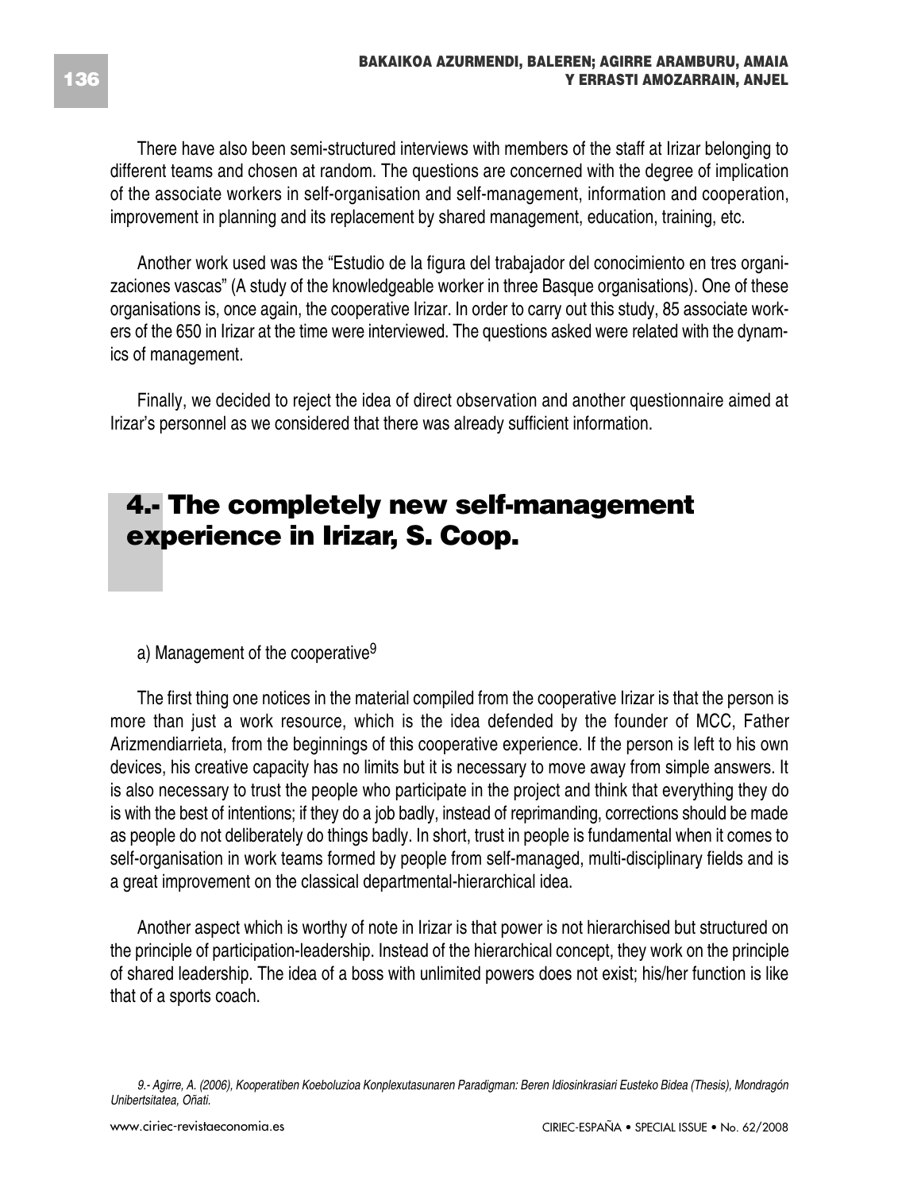There have also been semi-structured interviews with members of the staff at Irizar belonging to different teams and chosen at random. The questions are concerned with the degree of implication of the associate workers in self-organisation and self-management, information and cooperation, improvement in planning and its replacement by shared management, education, training, etc.

Another work used was the "Estudio de la figura del trabajador del conocimiento en tres organizaciones vascas" (A study of the knowledgeable worker in three Basque organisations). One of these organisations is, once again, the cooperative Irizar. In order to carry out this study, 85 associate workers of the 650 in Irizar at the time were interviewed. The questions asked were related with the dynamics of management.

Finally, we decided to reject the idea of direct observation and another questionnaire aimed at Irizar's personnel as we considered that there was already sufficient information.

## 4.- The completely new self-management experience in Irizar, S. Coop.

a) Management of the cooperative[9]

The first thing one notices in the material compiled from the cooperative Irizar is that the person is more than just a work resource, which is the idea defended by the founder of MCC, Father Arizmendiarrieta, from the beginnings of this cooperative experience. If the person is left to his own devices, his creative capacity has no limits but it is necessary to move away from simple answers. It is also necessary to trust the people who participate in the project and think that everything they do is with the best of intentions; if they do a job badly, instead of reprimanding, corrections should be made as people do not deliberately do things badly. In short, trust in people is fundamental when it comes to self-organisation in work teams formed by people from self-managed, multi-disciplinary fields and is a great improvement on the classical departmental-hierarchical idea.

Another aspect which is worthy of note in Irizar is that power is not hierarchised but structured on the principle of participation-leadership. Instead of the hierarchical concept, they work on the principle of shared leadership. The idea of a boss with unlimited powers does not exist; his/her function is like that of a sports coach.

*9.- Agirre, A. (2006), Kooperatiben Koeboluzioa Konplexutasunaren Paradigman: Beren Idiosinkrasiari Eusteko Bidea (Thesis), Mondragón Unibertsitatea, Oñati.*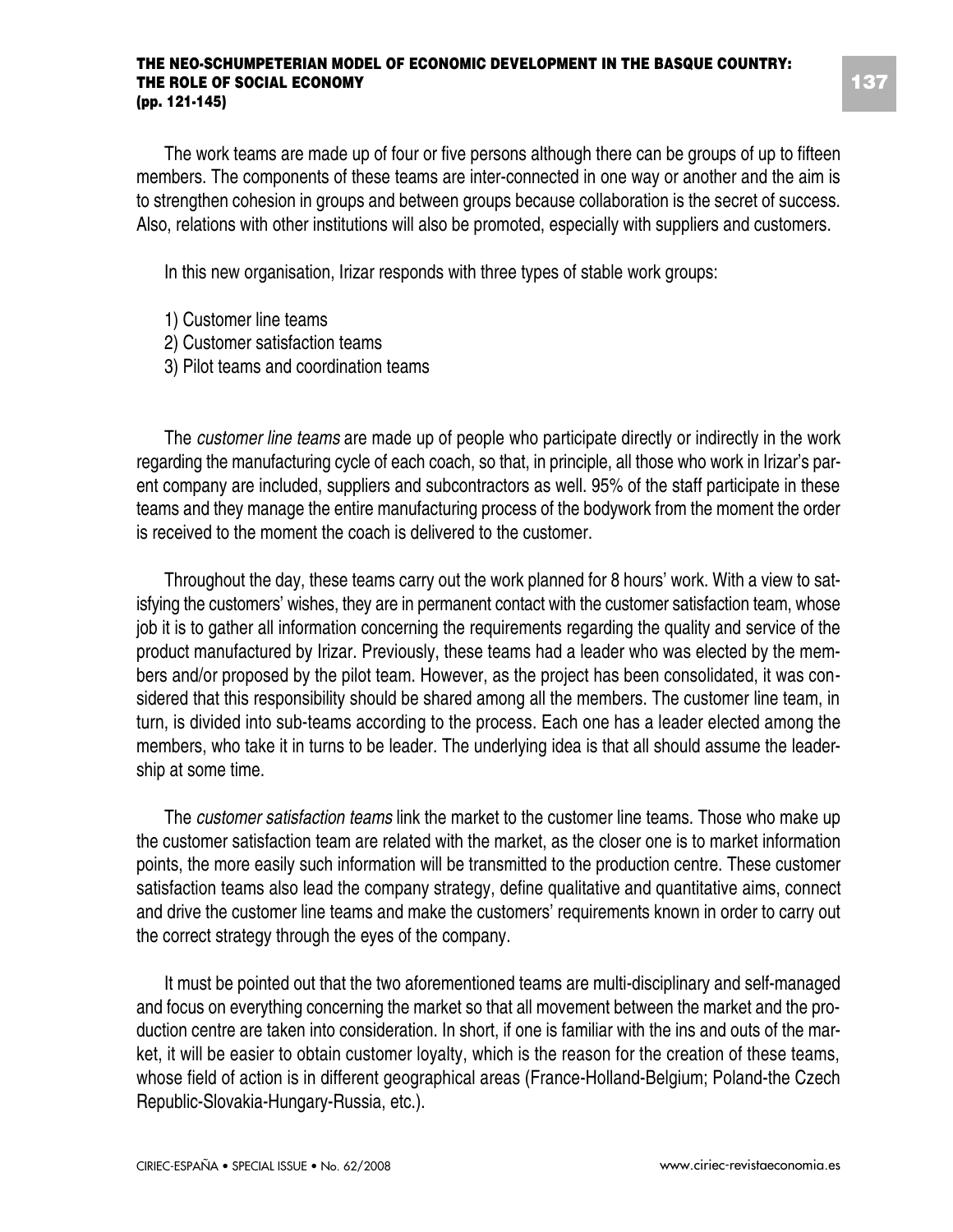The work teams are made up of four or five persons although there can be groups of up to fifteen members. The components of these teams are inter-connected in one way or another and the aim is to strengthen cohesion in groups and between groups because collaboration is the secret of success. Also, relations with other institutions will also be promoted, especially with suppliers and customers.

In this new organisation, Irizar responds with three types of stable work groups:

1) Customer line teams
2) Customer satisfaction teams
3) Pilot teams and coordination teams

The *customer line teams* are made up of people who participate directly or indirectly in the work regarding the manufacturing cycle of each coach, so that, in principle, all those who work in Irizar's parent company are included, suppliers and subcontractors as well. 95% of the staff participate in these teams and they manage the entire manufacturing process of the bodywork from the moment the order is received to the moment the coach is delivered to the customer.

Throughout the day, these teams carry out the work planned for 8 hours' work. With a view to satisfying the customers' wishes, they are in permanent contact with the customer satisfaction team, whose job it is to gather all information concerning the requirements regarding the quality and service of the product manufactured by Irizar. Previously, these teams had a leader who was elected by the members and/or proposed by the pilot team. However, as the project has been consolidated, it was considered that this responsibility should be shared among all the members. The customer line team, in turn, is divided into sub-teams according to the process. Each one has a leader elected among the members, who take it in turns to be leader. The underlying idea is that all should assume the leadership at some time.

The *customer satisfaction teams* link the market to the customer line teams. Those who make up the customer satisfaction team are related with the market, as the closer one is to market information points, the more easily such information will be transmitted to the production centre. These customer satisfaction teams also lead the company strategy, define qualitative and quantitative aims, connect and drive the customer line teams and make the customers' requirements known in order to carry out the correct strategy through the eyes of the company.

It must be pointed out that the two aforementioned teams are multi-disciplinary and self-managed and focus on everything concerning the market so that all movement between the market and the production centre are taken into consideration. In short, if one is familiar with the ins and outs of the market, it will be easier to obtain customer loyalty, which is the reason for the creation of these teams, whose field of action is in different geographical areas (France-Holland-Belgium; Poland-the Czech Republic-Slovakia-Hungary-Russia, etc.).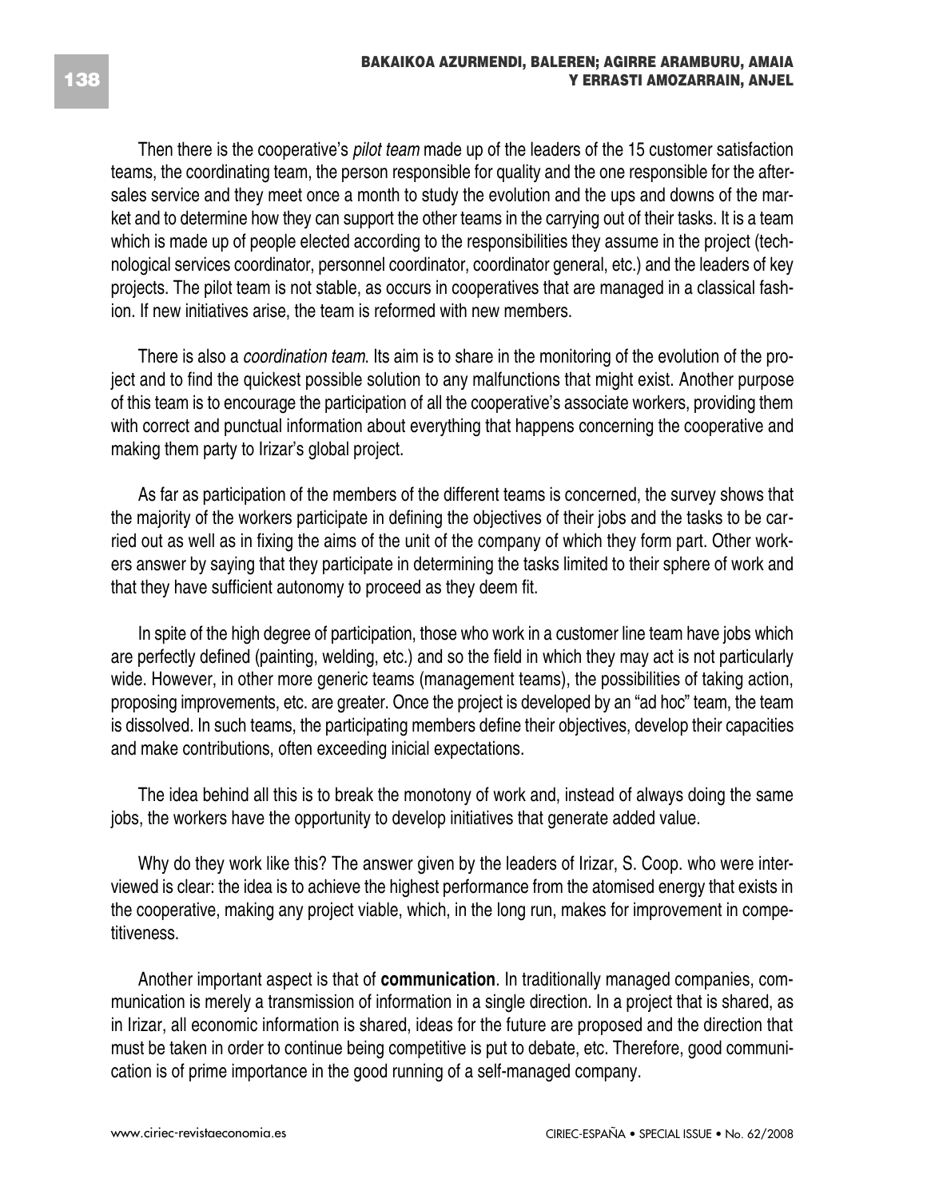Then there is the cooperative's *pilot team* made up of the leaders of the 15 customer satisfaction teams, the coordinating team, the person responsible for quality and the one responsible for the after-sales service and they meet once a month to study the evolution and the ups and downs of the market and to determine how they can support the other teams in the carrying out of their tasks. It is a team which is made up of people elected according to the responsibilities they assume in the project (technological services coordinator, personnel coordinator, coordinator general, etc.) and the leaders of key projects. The pilot team is not stable, as occurs in cooperatives that are managed in a classical fashion. If new initiatives arise, the team is reformed with new members.

There is also a *coordination team*. Its aim is to share in the monitoring of the evolution of the project and to find the quickest possible solution to any malfunctions that might exist. Another purpose of this team is to encourage the participation of all the cooperative's associate workers, providing them with correct and punctual information about everything that happens concerning the cooperative and making them party to Irizar's global project.

As far as participation of the members of the different teams is concerned, the survey shows that the majority of the workers participate in defining the objectives of their jobs and the tasks to be carried out as well as in fixing the aims of the unit of the company of which they form part. Other workers answer by saying that they participate in determining the tasks limited to their sphere of work and that they have sufficient autonomy to proceed as they deem fit.

In spite of the high degree of participation, those who work in a customer line team have jobs which are perfectly defined (painting, welding, etc.) and so the field in which they may act is not particularly wide. However, in other more generic teams (management teams), the possibilities of taking action, proposing improvements, etc. are greater. Once the project is developed by an "ad hoc" team, the team is dissolved. In such teams, the participating members define their objectives, develop their capacities and make contributions, often exceeding inicial expectations.

The idea behind all this is to break the monotony of work and, instead of always doing the same jobs, the workers have the opportunity to develop initiatives that generate added value.

Why do they work like this? The answer given by the leaders of Irizar, S. Coop. who were interviewed is clear: the idea is to achieve the highest performance from the atomised energy that exists in the cooperative, making any project viable, which, in the long run, makes for improvement in competitiveness.

Another important aspect is that of **communication**. In traditionally managed companies, communication is merely a transmission of information in a single direction. In a project that is shared, as in Irizar, all economic information is shared, ideas for the future are proposed and the direction that must be taken in order to continue being competitive is put to debate, etc. Therefore, good communication is of prime importance in the good running of a self-managed company.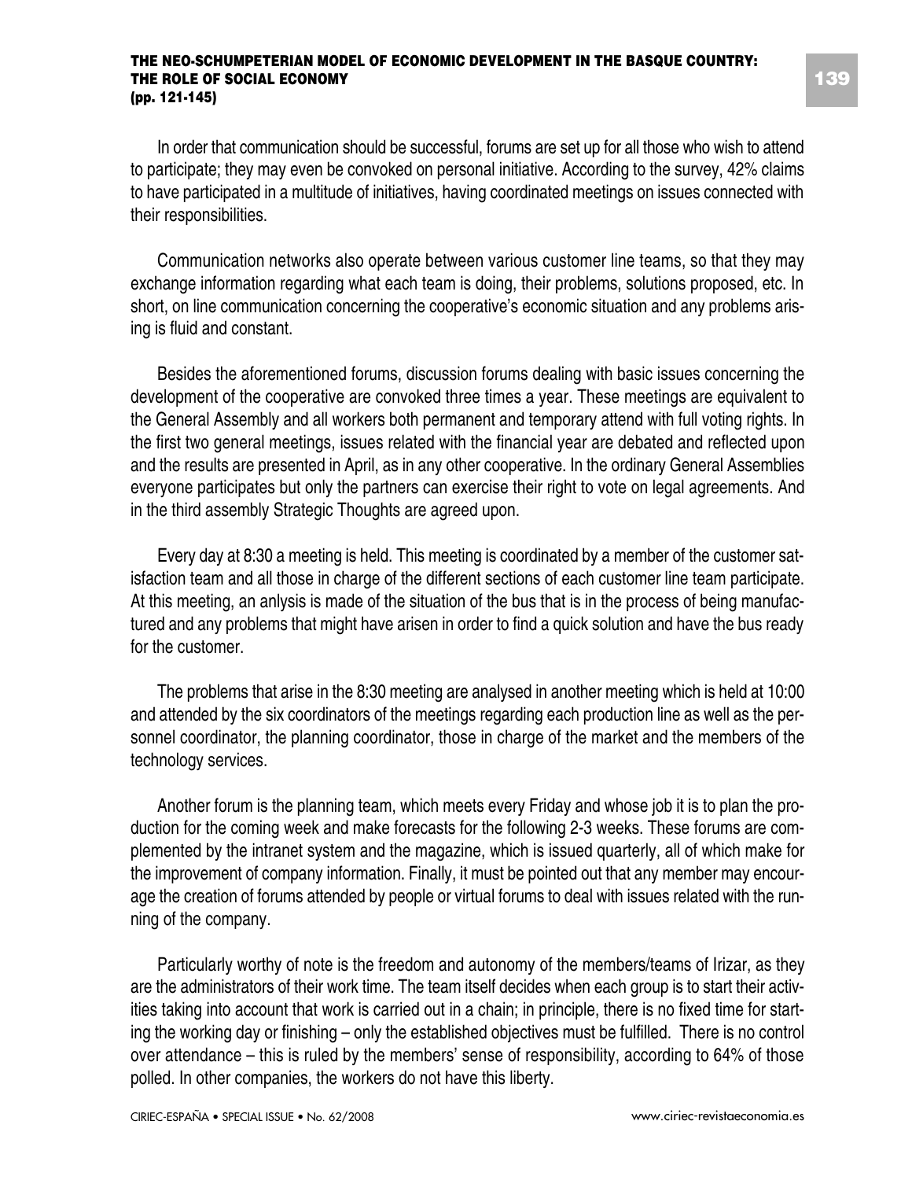In order that communication should be successful, forums are set up for all those who wish to attend to participate; they may even be convoked on personal initiative. According to the survey, 42% claims to have participated in a multitude of initiatives, having coordinated meetings on issues connected with their responsibilities.

Communication networks also operate between various customer line teams, so that they may exchange information regarding what each team is doing, their problems, solutions proposed, etc. In short, on line communication concerning the cooperative's economic situation and any problems arising is fluid and constant.

Besides the aforementioned forums, discussion forums dealing with basic issues concerning the development of the cooperative are convoked three times a year. These meetings are equivalent to the General Assembly and all workers both permanent and temporary attend with full voting rights. In the first two general meetings, issues related with the financial year are debated and reflected upon and the results are presented in April, as in any other cooperative. In the ordinary General Assemblies everyone participates but only the partners can exercise their right to vote on legal agreements. And in the third assembly Strategic Thoughts are agreed upon.

Every day at 8:30 a meeting is held. This meeting is coordinated by a member of the customer satisfaction team and all those in charge of the different sections of each customer line team participate. At this meeting, an anlysis is made of the situation of the bus that is in the process of being manufactured and any problems that might have arisen in order to find a quick solution and have the bus ready for the customer.

The problems that arise in the 8:30 meeting are analysed in another meeting which is held at 10:00 and attended by the six coordinators of the meetings regarding each production line as well as the personnel coordinator, the planning coordinator, those in charge of the market and the members of the technology services.

Another forum is the planning team, which meets every Friday and whose job it is to plan the production for the coming week and make forecasts for the following 2-3 weeks. These forums are complemented by the intranet system and the magazine, which is issued quarterly, all of which make for the improvement of company information. Finally, it must be pointed out that any member may encourage the creation of forums attended by people or virtual forums to deal with issues related with the running of the company.

Particularly worthy of note is the freedom and autonomy of the members/teams of Irizar, as they are the administrators of their work time. The team itself decides when each group is to start their activities taking into account that work is carried out in a chain; in principle, there is no fixed time for starting the working day or finishing – only the established objectives must be fulfilled. There is no control over attendance – this is ruled by the members' sense of responsibility, according to 64% of those polled. In other companies, the workers do not have this liberty.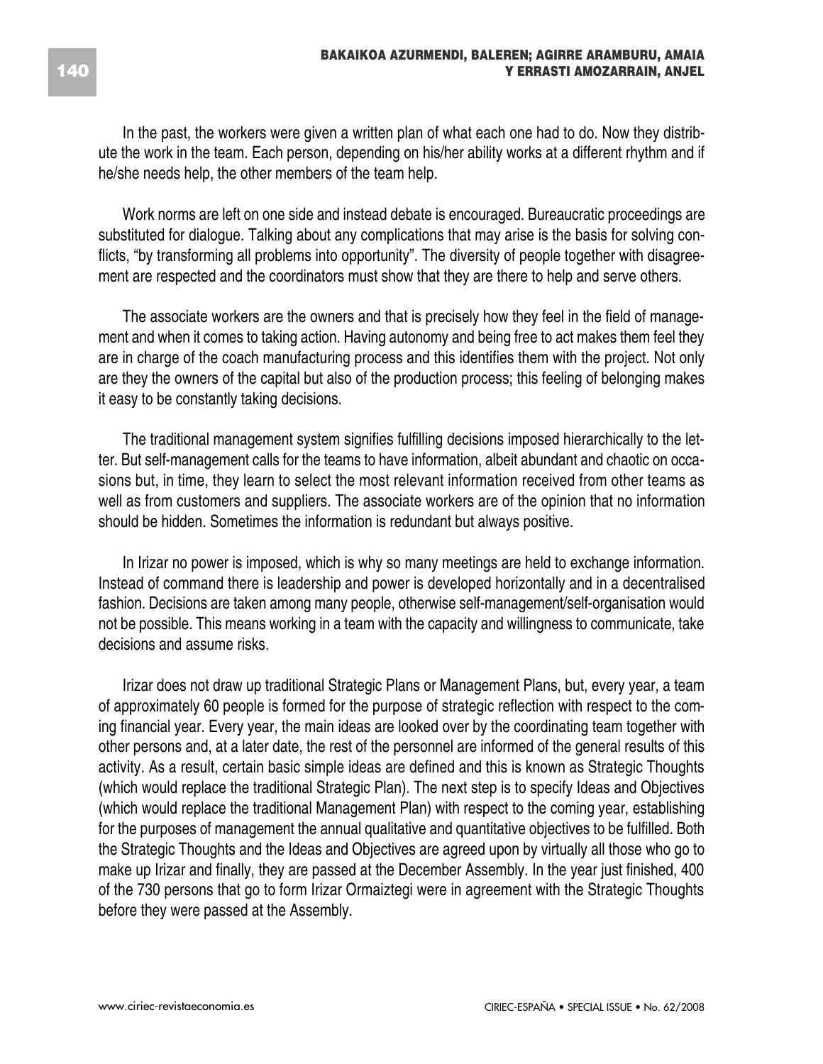In the past, the workers were given a written plan of what each one had to do. Now they distribute the work in the team. Each person, depending on his/her ability works at a different rhythm and if he/she needs help, the other members of the team help.

Work norms are left on one side and instead debate is encouraged. Bureaucratic proceedings are substituted for dialogue. Talking about any complications that may arise is the basis for solving conflicts, "by transforming all problems into opportunity". The diversity of people together with disagreement are respected and the coordinators must show that they are there to help and serve others.

The associate workers are the owners and that is precisely how they feel in the field of management and when it comes to taking action. Having autonomy and being free to act makes them feel they are in charge of the coach manufacturing process and this identifies them with the project. Not only are they the owners of the capital but also of the production process; this feeling of belonging makes it easy to be constantly taking decisions.

The traditional management system signifies fulfilling decisions imposed hierarchically to the letter. But self-management calls for the teams to have information, albeit abundant and chaotic on occasions but, in time, they learn to select the most relevant information received from other teams as well as from customers and suppliers. The associate workers are of the opinion that no information should be hidden. Sometimes the information is redundant but always positive.

In Irizar no power is imposed, which is why so many meetings are held to exchange information. Instead of command there is leadership and power is developed horizontally and in a decentralised fashion. Decisions are taken among many people, otherwise self-management/self-organisation would not be possible. This means working in a team with the capacity and willingness to communicate, take decisions and assume risks.

Irizar does not draw up traditional Strategic Plans or Management Plans, but, every year, a team of approximately 60 people is formed for the purpose of strategic reflection with respect to the coming financial year. Every year, the main ideas are looked over by the coordinating team together with other persons and, at a later date, the rest of the personnel are informed of the general results of this activity. As a result, certain basic simple ideas are defined and this is known as Strategic Thoughts (which would replace the traditional Strategic Plan). The next step is to specify Ideas and Objectives (which would replace the traditional Management Plan) with respect to the coming year, establishing for the purposes of management the annual qualitative and quantitative objectives to be fulfilled. Both the Strategic Thoughts and the Ideas and Objectives are agreed upon by virtually all those who go to make up Irizar and finally, they are passed at the December Assembly. In the year just finished, 400 of the 730 persons that go to form Irizar Ormaiztegi were in agreement with the Strategic Thoughts before they were passed at the Assembly.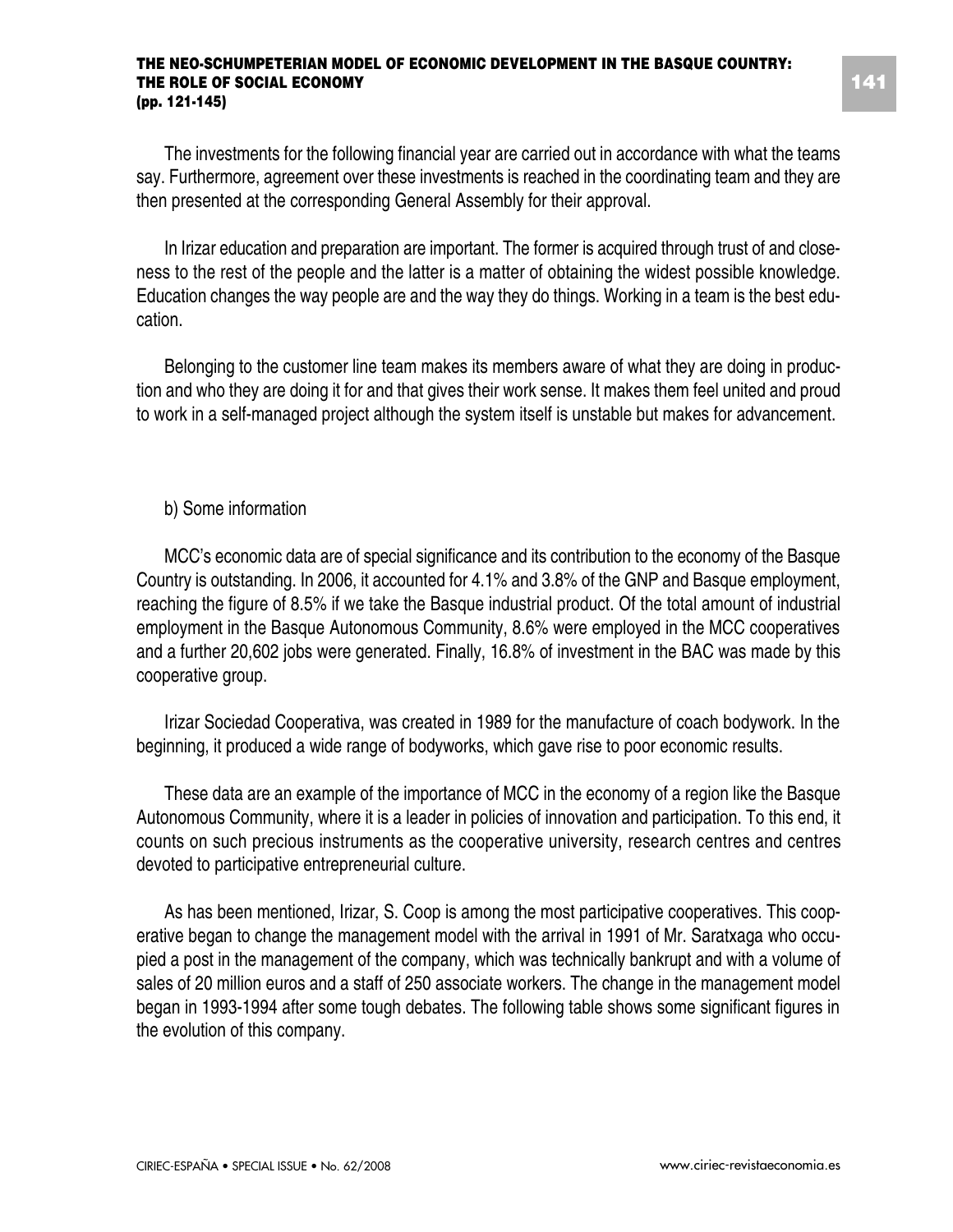The investments for the following financial year are carried out in accordance with what the teams say. Furthermore, agreement over these investments is reached in the coordinating team and they are then presented at the corresponding General Assembly for their approval.

In Irizar education and preparation are important. The former is acquired through trust of and closeness to the rest of the people and the latter is a matter of obtaining the widest possible knowledge. Education changes the way people are and the way they do things. Working in a team is the best education.

Belonging to the customer line team makes its members aware of what they are doing in production and who they are doing it for and that gives their work sense. It makes them feel united and proud to work in a self-managed project although the system itself is unstable but makes for advancement.

b) Some information

MCC's economic data are of special significance and its contribution to the economy of the Basque Country is outstanding. In 2006, it accounted for 4.1% and 3.8% of the GNP and Basque employment, reaching the figure of 8.5% if we take the Basque industrial product. Of the total amount of industrial employment in the Basque Autonomous Community, 8.6% were employed in the MCC cooperatives and a further 20,602 jobs were generated. Finally, 16.8% of investment in the BAC was made by this cooperative group.

Irizar Sociedad Cooperativa, was created in 1989 for the manufacture of coach bodywork. In the beginning, it produced a wide range of bodyworks, which gave rise to poor economic results.

These data are an example of the importance of MCC in the economy of a region like the Basque Autonomous Community, where it is a leader in policies of innovation and participation. To this end, it counts on such precious instruments as the cooperative university, research centres and centres devoted to participative entrepreneurial culture.

As has been mentioned, Irizar, S. Coop is among the most participative cooperatives. This cooperative began to change the management model with the arrival in 1991 of Mr. Saratxaga who occupied a post in the management of the company, which was technically bankrupt and with a volume of sales of 20 million euros and a staff of 250 associate workers. The change in the management model began in 1993-1994 after some tough debates. The following table shows some significant figures in the evolution of this company.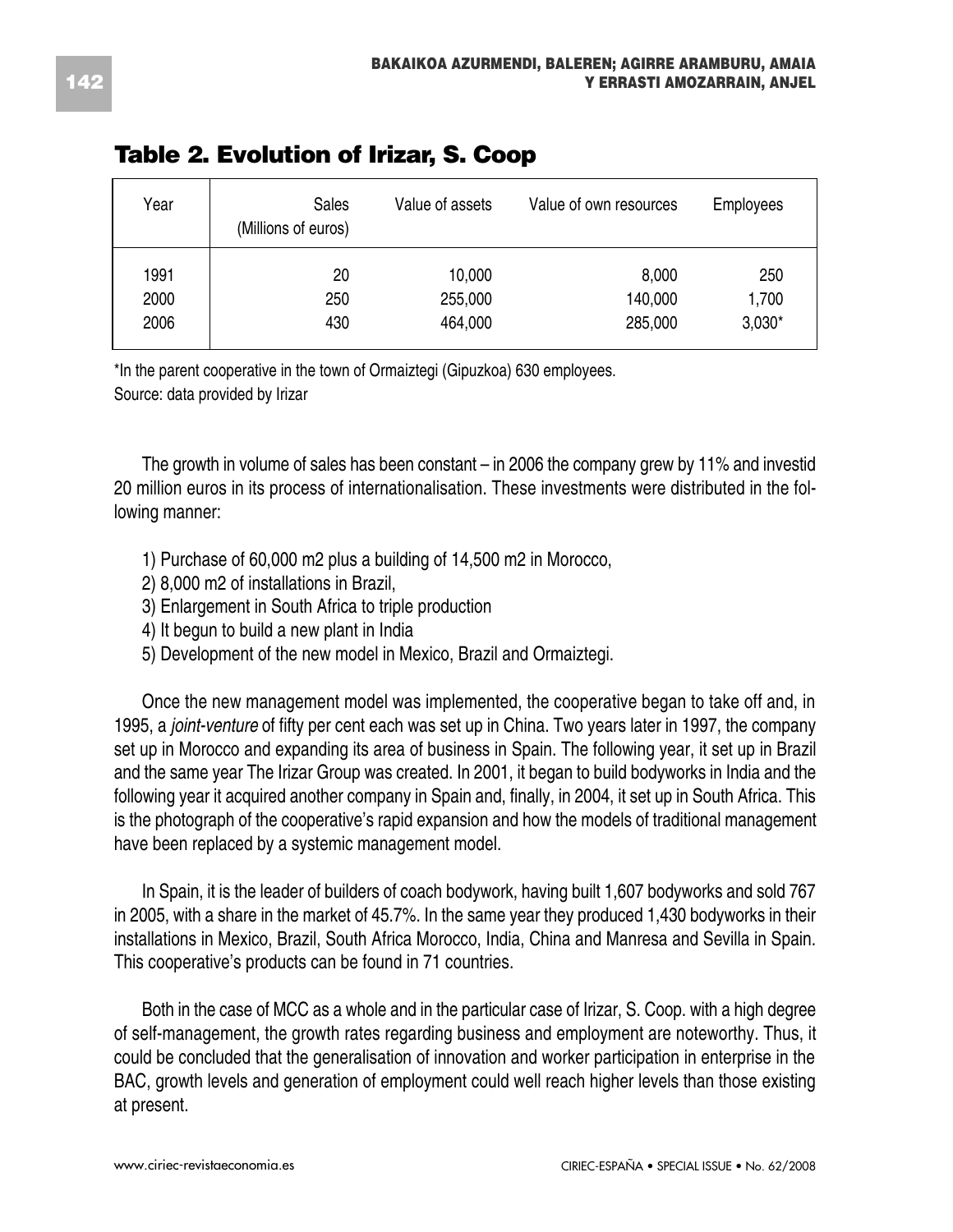## Table 2. Evolution of Irizar, S. Coop

| Year | Sales (Millions of euros) | Value of assets | Value of own resources | Employees |
|---|---|---|---|---|
| 1991 | 20 | 10,000 | 8,000 | 250 |
| 2000 | 250 | 255,000 | 140,000 | 1,700 |
| 2006 | 430 | 464,000 | 285,000 | 3,030* |

*In the parent cooperative in the town of Ormaiztegi (Gipuzkoa) 630 employees.
Source: data provided by Irizar

The growth in volume of sales has been constant – in 2006 the company grew by 11% and investid 20 million euros in its process of internationalisation. These investments were distributed in the following manner:

1) Purchase of 60,000 m2 plus a building of 14,500 m2 in Morocco,
2) 8,000 m2 of installations in Brazil,
3) Enlargement in South Africa to triple production
4) It begun to build a new plant in India
5) Development of the new model in Mexico, Brazil and Ormaiztegi.

Once the new management model was implemented, the cooperative began to take off and, in 1995, a *joint-venture* of fifty per cent each was set up in China. Two years later in 1997, the company set up in Morocco and expanding its area of business in Spain. The following year, it set up in Brazil and the same year The Irizar Group was created. In 2001, it began to build bodyworks in India and the following year it acquired another company in Spain and, finally, in 2004, it set up in South Africa. This is the photograph of the cooperative's rapid expansion and how the models of traditional management have been replaced by a systemic management model.

In Spain, it is the leader of builders of coach bodywork, having built 1,607 bodyworks and sold 767 in 2005, with a share in the market of 45.7%. In the same year they produced 1,430 bodyworks in their installations in Mexico, Brazil, South Africa Morocco, India, China and Manresa and Sevilla in Spain. This cooperative's products can be found in 71 countries.

Both in the case of MCC as a whole and in the particular case of Irizar, S. Coop. with a high degree of self-management, the growth rates regarding business and employment are noteworthy. Thus, it could be concluded that the generalisation of innovation and worker participation in enterprise in the BAC, growth levels and generation of employment could well reach higher levels than those existing at present.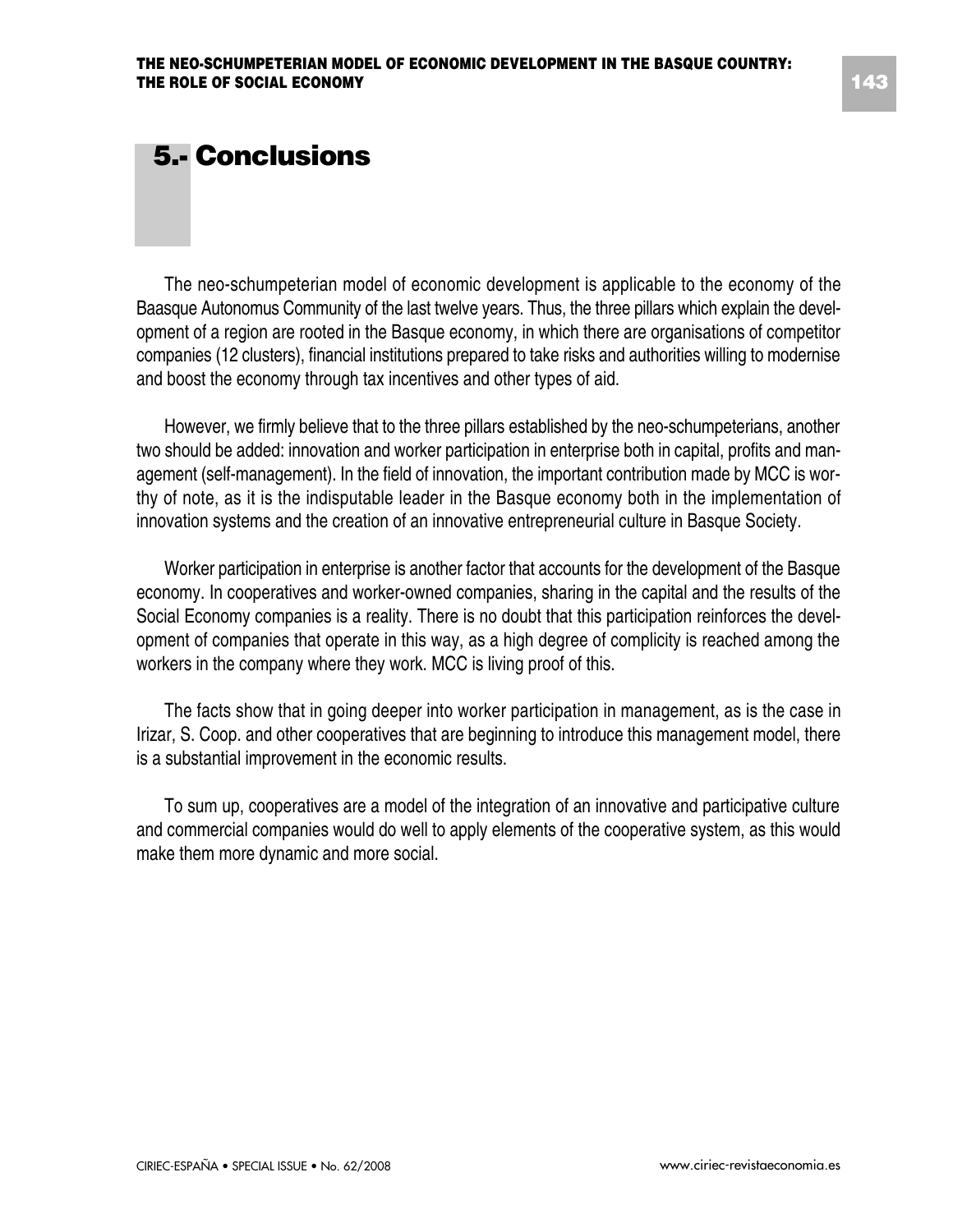## 5.- Conclusions

The neo-schumpeterian model of economic development is applicable to the economy of the Baasque Autonomus Community of the last twelve years. Thus, the three pillars which explain the development of a region are rooted in the Basque economy, in which there are organisations of competitor companies (12 clusters), financial institutions prepared to take risks and authorities willing to modernise and boost the economy through tax incentives and other types of aid.

However, we firmly believe that to the three pillars established by the neo-schumpeterians, another two should be added: innovation and worker participation in enterprise both in capital, profits and management (self-management). In the field of innovation, the important contribution made by MCC is worthy of note, as it is the indisputable leader in the Basque economy both in the implementation of innovation systems and the creation of an innovative entrepreneurial culture in Basque Society.

Worker participation in enterprise is another factor that accounts for the development of the Basque economy. In cooperatives and worker-owned companies, sharing in the capital and the results of the Social Economy companies is a reality. There is no doubt that this participation reinforces the development of companies that operate in this way, as a high degree of complicity is reached among the workers in the company where they work. MCC is living proof of this.

The facts show that in going deeper into worker participation in management, as is the case in Irizar, S. Coop. and other cooperatives that are beginning to introduce this management model, there is a substantial improvement in the economic results.

To sum up, cooperatives are a model of the integration of an innovative and participative culture and commercial companies would do well to apply elements of the cooperative system, as this would make them more dynamic and more social.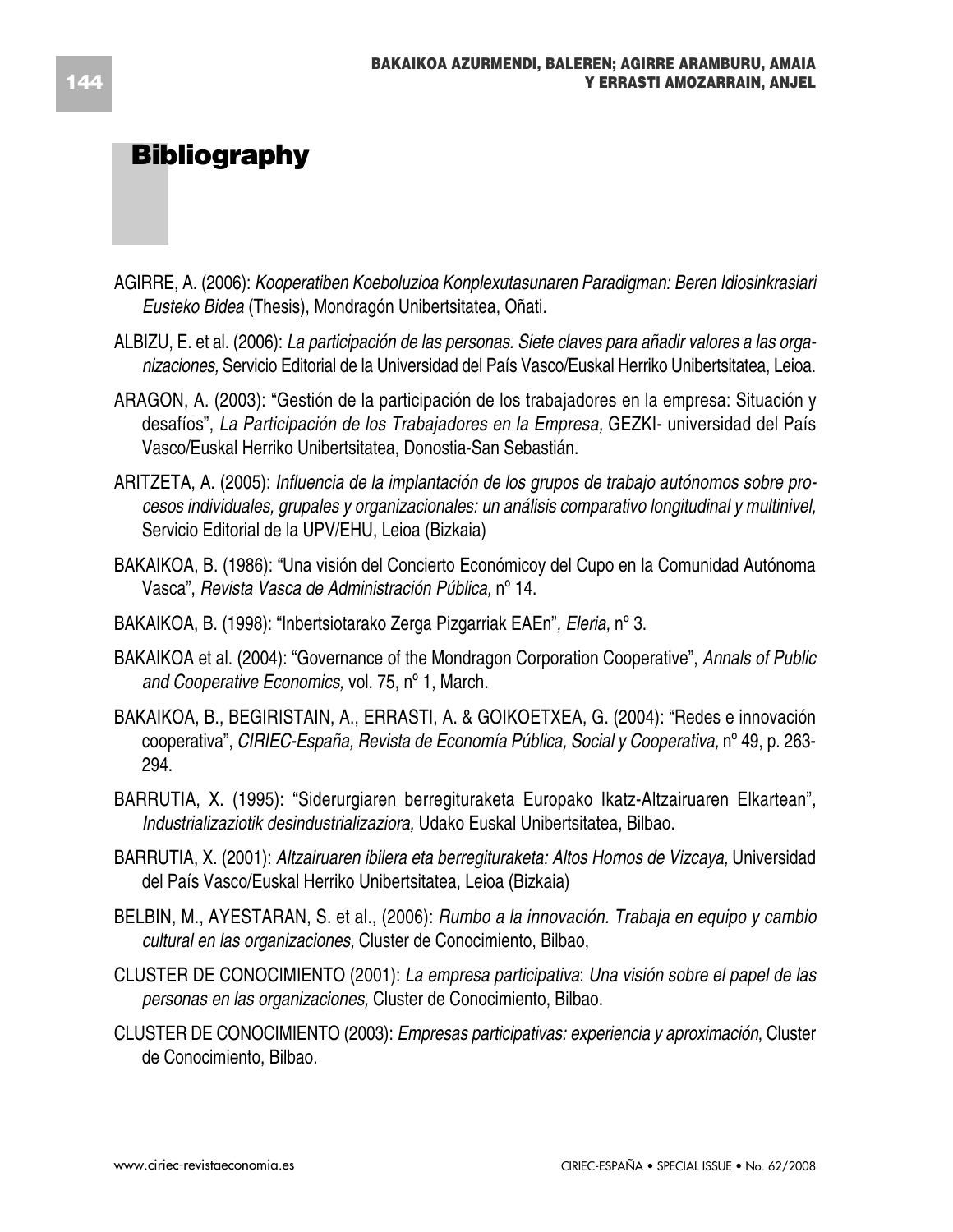# Bibliography

AGIRRE, A. (2006): *Kooperatiben Koeboluzioa Konplexutasunaren Paradigman: Beren Idiosinkrasiari Eusteko Bidea* (Thesis), Mondragón Unibertsitatea, Oñati.

ALBIZU, E. et al. (2006): *La participación de las personas. Siete claves para añadir valores a las organizaciones,* Servicio Editorial de la Universidad del País Vasco/Euskal Herriko Unibertsitatea, Leioa.

ARAGON, A. (2003): "Gestión de la participación de los trabajadores en la empresa: Situación y desafíos", *La Participación de los Trabajadores en la Empresa,* GEZKI- universidad del País Vasco/Euskal Herriko Unibertsitatea, Donostia-San Sebastián.

ARITZETA, A. (2005): *Influencia de la implantación de los grupos de trabajo autónomos sobre procesos individuales, grupales y organizacionales: un análisis comparativo longitudinal y multinivel,* Servicio Editorial de la UPV/EHU, Leioa (Bizkaia)

BAKAIKOA, B. (1986): "Una visión del Concierto Económicoy del Cupo en la Comunidad Autónoma Vasca", *Revista Vasca de Administración Pública,* nº 14.

BAKAIKOA, B. (1998): "Inbertsiotarako Zerga Pizgarriak EAEn"*, Eleria,* nº 3.

BAKAIKOA et al. (2004): "Governance of the Mondragon Corporation Cooperative", *Annals of Public and Cooperative Economics,* vol. 75, nº 1, March.

BAKAIKOA, B., BEGIRISTAIN, A., ERRASTI, A. & GOIKOETXEA, G. (2004): "Redes e innovación cooperativa", *CIRIEC-España, Revista de Economía Pública, Social y Cooperativa,* nº 49, p. 263-294.

BARRUTIA, X. (1995): "Siderurgiaren berregituraketa Europako Ikatz-Altzairuaren Elkartean", *Industrializaziotik desindustrializaziora,* Udako Euskal Unibertsitatea, Bilbao.

BARRUTIA, X. (2001): *Altzairuaren ibilera eta berregituraketa: Altos Hornos de Vizcaya,* Universidad del País Vasco/Euskal Herriko Unibertsitatea, Leioa (Bizkaia)

BELBIN, M., AYESTARAN, S. et al., (2006): *Rumbo a la innovación. Trabaja en equipo y cambio cultural en las organizaciones,* Cluster de Conocimiento, Bilbao,

CLUSTER DE CONOCIMIENTO (2001): *La empresa participativa*: *Una visión sobre el papel de las personas en las organizaciones,* Cluster de Conocimiento, Bilbao.

CLUSTER DE CONOCIMIENTO (2003): *Empresas participativas: experiencia y aproximación*, Cluster de Conocimiento, Bilbao.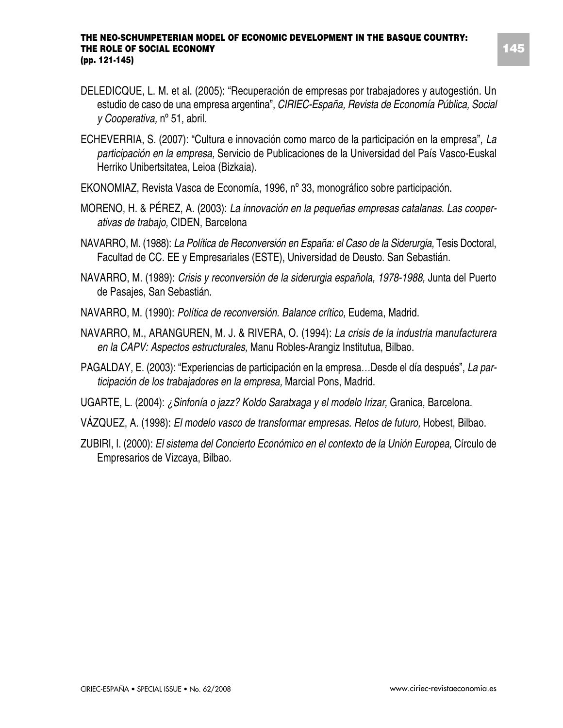DELEDICQUE, L. M. et al. (2005): "Recuperación de empresas por trabajadores y autogestión. Un estudio de caso de una empresa argentina", *CIRIEC-España, Revista de Economía Pública, Social y Cooperativa,* nº 51, abril.

ECHEVERRIA, S. (2007): "Cultura e innovación como marco de la participación en la empresa", *La participación en la empresa,* Servicio de Publicaciones de la Universidad del País Vasco-Euskal Herriko Unibertsitatea, Leioa (Bizkaia).

EKONOMIAZ, Revista Vasca de Economía, 1996, nº 33, monográfico sobre participación.

MORENO, H. & PÉREZ, A. (2003): *La innovación en la pequeñas empresas catalanas. Las cooperativas de trabajo,* CIDEN, Barcelona

NAVARRO, M. (1988): *La Política de Reconversión en España: el Caso de la Siderurgia,* Tesis Doctoral, Facultad de CC. EE y Empresariales (ESTE), Universidad de Deusto. San Sebastián.

NAVARRO, M. (1989): *Crisis y reconversión de la siderurgia española, 1978-1988,* Junta del Puerto de Pasajes, San Sebastián.

NAVARRO, M. (1990): *Política de reconversión. Balance crítico,* Eudema, Madrid.

NAVARRO, M., ARANGUREN, M. J. & RIVERA, O. (1994): *La crisis de la industria manufacturera en la CAPV: Aspectos estructurales,* Manu Robles-Arangiz Institutua, Bilbao.

PAGALDAY, E. (2003): "Experiencias de participación en la empresa…Desde el día después", *La participación de los trabajadores en la empresa,* Marcial Pons, Madrid.

UGARTE, L. (2004): *¿Sinfonía o jazz? Koldo Saratxaga y el modelo Irizar,* Granica, Barcelona.

VÁZQUEZ, A. (1998): *El modelo vasco de transformar empresas. Retos de futuro,* Hobest, Bilbao.

ZUBIRI, I. (2000): *El sistema del Concierto Económico en el contexto de la Unión Europea,* Círculo de Empresarios de Vizcaya, Bilbao.